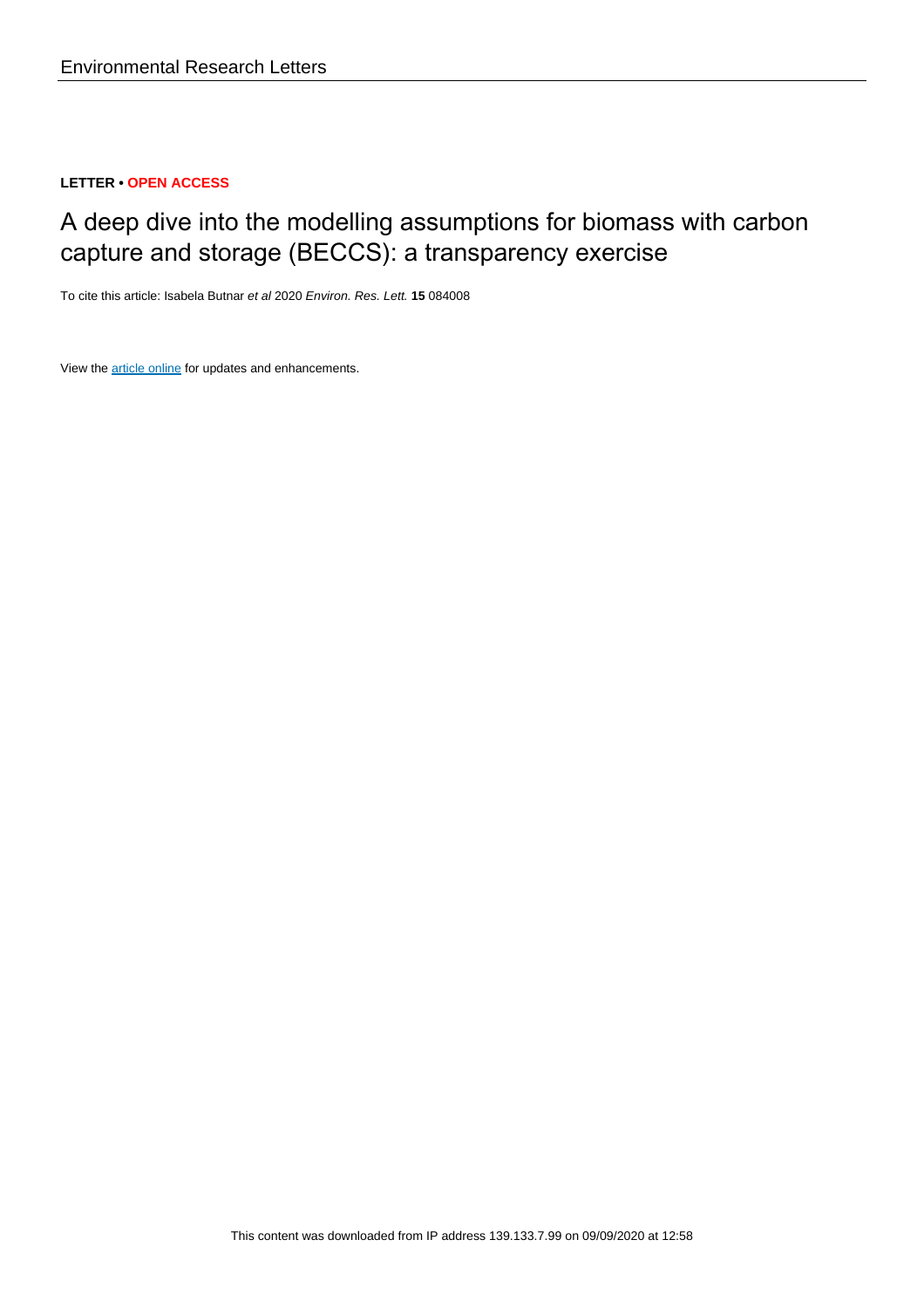Environmental Research Letters

**LETTER • OPEN ACCESS**

# A deep dive into the modelling assumptions for biomass with carbon capture and storage (BECCS): a transparency exercise

To cite this article: Isabela Butnar *et al* 2020 *Environ. Res. Lett.* **15** 084008

View the article online for updates and enhancements.

This content was downloaded from IP address 139.133.7.99 on 09/09/2020 at 12:58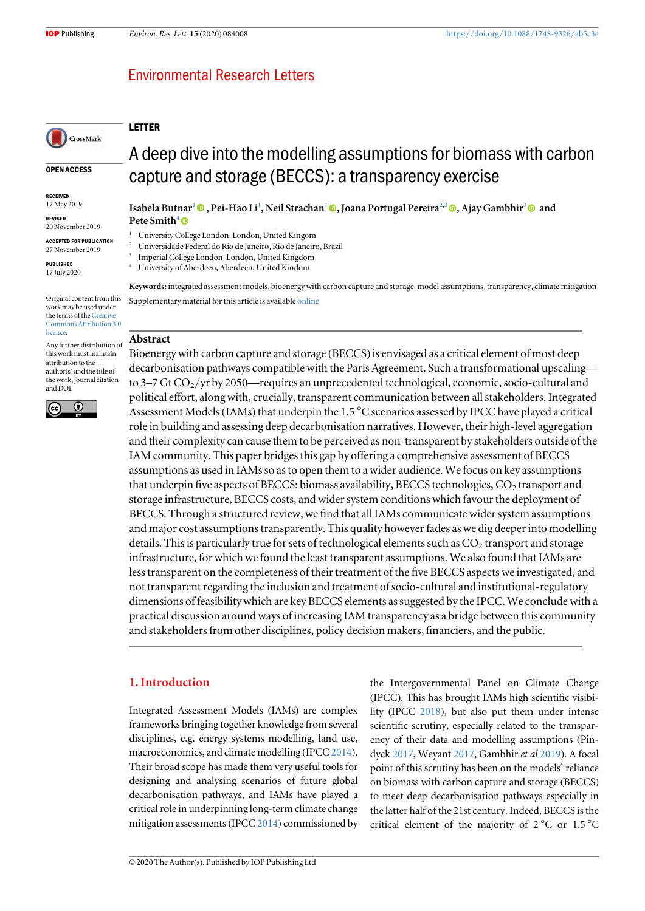## LETTER

# A deep dive into the modelling assumptions for biomass with carbon capture and storage (BECCS): a transparency exercise

**Isabela Butnar**[1], **Pei-Hao Li**[1], **Neil Strachan**[1], **Joana Portugal Pereira**[2,3], **Ajay Gambhir**[3] and **Pete Smith**[4]

[1] University College London, London, United Kingom
[2] Universidade Federal do Rio de Janeiro, Rio de Janeiro, Brazil
[3] Imperial College London, London, United Kingdom
[4] University of Aberdeen, Aberdeen, United Kindom

**OPEN ACCESS**

**RECEIVED**
17 May 2019

**REVISED**
20 November 2019

**ACCEPTED FOR PUBLICATION**
27 November 2019

**PUBLISHED**
17 July 2020

Original content from this work may be used under the terms of the Creative Commons Attribution 3.0 licence.

Any further distribution of this work must maintain attribution to the author(s) and the title of the work, journal citation and DOI.

**Keywords:** integrated assessment models, bioenergy with carbon capture and storage, model assumptions, transparency, climate mitigation

Supplementary material for this article is available online

## Abstract

Bioenergy with carbon capture and storage (BECCS) is envisaged as a critical element of most deep decarbonisation pathways compatible with the Paris Agreement. Such a transformational upscaling—to 3–7 Gt $CO_2$/yr by 2050—requires an unprecedented technological, economic, socio-cultural and political effort, along with, crucially, transparent communication between all stakeholders. Integrated Assessment Models (IAMs) that underpin the 1.5 °C scenarios assessed by IPCC have played a critical role in building and assessing deep decarbonisation narratives. However, their high-level aggregation and their complexity can cause them to be perceived as non-transparent by stakeholders outside of the IAM community. This paper bridges this gap by offering a comprehensive assessment of BECCS assumptions as used in IAMs so as to open them to a wider audience. We focus on key assumptions that underpin five aspects of BECCS: biomass availability, BECCS technologies, $CO_2$ transport and storage infrastructure, BECCS costs, and wider system conditions which favour the deployment of BECCS. Through a structured review, we find that all IAMs communicate wider system assumptions and major cost assumptions transparently. This quality however fades as we dig deeper into modelling details. This is particularly true for sets of technological elements such as $CO_2$ transport and storage infrastructure, for which we found the least transparent assumptions. We also found that IAMs are less transparent on the completeness of their treatment of the five BECCS aspects we investigated, and not transparent regarding the inclusion and treatment of socio-cultural and institutional-regulatory dimensions of feasibility which are key BECCS elements as suggested by the IPCC. We conclude with a practical discussion around ways of increasing IAM transparency as a bridge between this community and stakeholders from other disciplines, policy decision makers, financiers, and the public.

## 1. Introduction

Integrated Assessment Models (IAMs) are complex frameworks bringing together knowledge from several disciplines, e.g. energy systems modelling, land use, macroeconomics, and climate modelling (IPCC 2014). Their broad scope has made them very useful tools for designing and analysing scenarios of future global decarbonisation pathways, and IAMs have played a critical role in underpinning long-term climate change mitigation assessments (IPCC 2014) commissioned by the Intergovernmental Panel on Climate Change (IPCC). This has brought IAMs high scientific visibility (IPCC 2018), but also put them under intense scientific scrutiny, especially related to the transparency of their data and modelling assumptions (Pindyck 2017, Weyant 2017, Gambhir *et al* 2019). A focal point of this scrutiny has been on the models' reliance on biomass with carbon capture and storage (BECCS) to meet deep decarbonisation pathways especially in the latter half of the 21st century. Indeed, BECCS is the critical element of the majority of 2 °C or 1.5 °C

© 2020 The Author(s). Published by IOP Publishing Ltd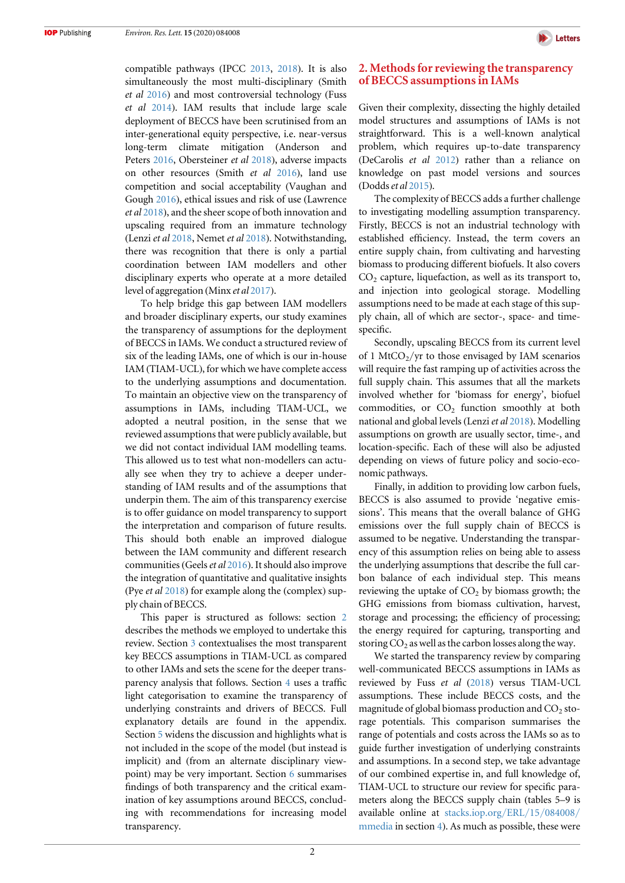compatible pathways (IPCC 2013, 2018). It is also simultaneously the most multi-disciplinary (Smith *et al* 2016) and most controversial technology (Fuss *et al* 2014). IAM results that include large scale deployment of BECCS have been scrutinised from an inter-generational equity perspective, i.e. near-versus long-term climate mitigation (Anderson and Peters 2016, Obersteiner *et al* 2018), adverse impacts on other resources (Smith *et al* 2016), land use competition and social acceptability (Vaughan and Gough 2016), ethical issues and risk of use (Lawrence *et al* 2018), and the sheer scope of both innovation and upscaling required from an immature technology (Lenzi *et al* 2018, Nemet *et al* 2018). Notwithstanding, there was recognition that there is only a partial coordination between IAM modellers and other disciplinary experts who operate at a more detailed level of aggregation (Minx *et al* 2017).

To help bridge this gap between IAM modellers and broader disciplinary experts, our study examines the transparency of assumptions for the deployment of BECCS in IAMs. We conduct a structured review of six of the leading IAMs, one of which is our in-house IAM (TIAM-UCL), for which we have complete access to the underlying assumptions and documentation. To maintain an objective view on the transparency of assumptions in IAMs, including TIAM-UCL, we adopted a neutral position, in the sense that we reviewed assumptions that were publicly available, but we did not contact individual IAM modelling teams. This allowed us to test what non-modellers can actually see when they try to achieve a deeper understanding of IAM results and of the assumptions that underpin them. The aim of this transparency exercise is to offer guidance on model transparency to support the interpretation and comparison of future results. This should both enable an improved dialogue between the IAM community and different research communities (Geels *et al* 2016). It should also improve the integration of quantitative and qualitative insights (Pye *et al* 2018) for example along the (complex) supply chain of BECCS.

This paper is structured as follows: section 2 describes the methods we employed to undertake this review. Section 3 contextualises the most transparent key BECCS assumptions in TIAM-UCL as compared to other IAMs and sets the scene for the deeper transparency analysis that follows. Section 4 uses a traffic light categorisation to examine the transparency of underlying constraints and drivers of BECCS. Full explanatory details are found in the appendix. Section 5 widens the discussion and highlights what is not included in the scope of the model (but instead is implicit) and (from an alternate disciplinary viewpoint) may be very important. Section 6 summarises findings of both transparency and the critical examination of key assumptions around BECCS, concluding with recommendations for increasing model transparency.

## 2. Methods for reviewing the transparency of BECCS assumptions in IAMs

Given their complexity, dissecting the highly detailed model structures and assumptions of IAMs is not straightforward. This is a well-known analytical problem, which requires up-to-date transparency (DeCarolis *et al* 2012) rather than a reliance on knowledge on past model versions and sources (Dodds *et al* 2015).

The complexity of BECCS adds a further challenge to investigating modelling assumption transparency. Firstly, BECCS is not an industrial technology with established efficiency. Instead, the term covers an entire supply chain, from cultivating and harvesting biomass to producing different biofuels. It also covers $CO_2$ capture, liquefaction, as well as its transport to, and injection into geological storage. Modelling assumptions need to be made at each stage of this supply chain, all of which are sector-, space- and time-specific.

Secondly, upscaling BECCS from its current level of 1 $MtCO_2$/yr to those envisaged by IAM scenarios will require the fast ramping up of activities across the full supply chain. This assumes that all the markets involved whether for 'biomass for energy', biofuel commodities, or $CO_2$ function smoothly at both national and global levels (Lenzi *et al* 2018). Modelling assumptions on growth are usually sector, time-, and location-specific. Each of these will also be adjusted depending on views of future policy and socio-economic pathways.

Finally, in addition to providing low carbon fuels, BECCS is also assumed to provide 'negative emissions'. This means that the overall balance of GHG emissions over the full supply chain of BECCS is assumed to be negative. Understanding the transparency of this assumption relies on being able to assess the underlying assumptions that describe the full carbon balance of each individual step. This means reviewing the uptake of $CO_2$ by biomass growth; the GHG emissions from biomass cultivation, harvest, storage and processing; the efficiency of processing; the energy required for capturing, transporting and storing $CO_2$ as well as the carbon losses along the way.

We started the transparency review by comparing well-communicated BECCS assumptions in IAMs as reviewed by Fuss *et al* (2018) versus TIAM-UCL assumptions. These include BECCS costs, and the magnitude of global biomass production and $CO_2$ storage potentials. This comparison summarises the range of potentials and costs across the IAMs so as to guide further investigation of underlying constraints and assumptions. In a second step, we take advantage of our combined expertise in, and full knowledge of, TIAM-UCL to structure our review for specific parameters along the BECCS supply chain (tables 5–9 is available online at stacks.iop.org/ERL/15/084008/mmedia in section 4). As much as possible, these were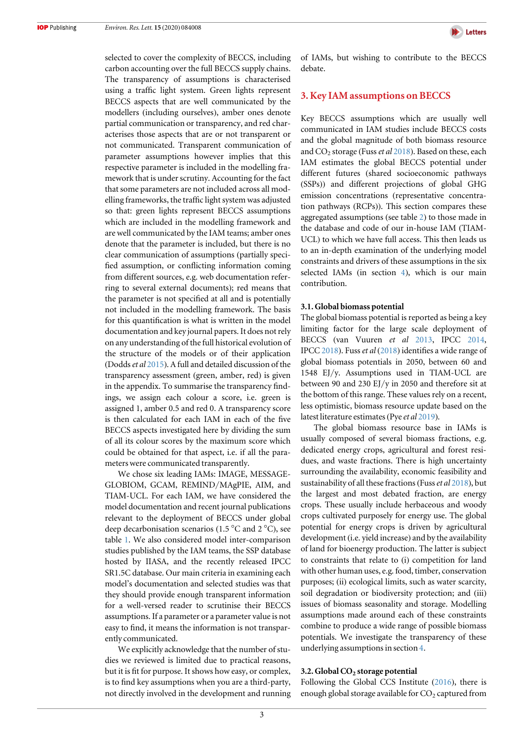selected to cover the complexity of BECCS, including carbon accounting over the full BECCS supply chains. The transparency of assumptions is characterised using a traffic light system. Green lights represent BECCS aspects that are well communicated by the modellers (including ourselves), amber ones denote partial communication or transparency, and red characterises those aspects that are or not transparent or not communicated. Transparent communication of parameter assumptions however implies that this respective parameter is included in the modelling framework that is under scrutiny. Accounting for the fact that some parameters are not included across all modelling frameworks, the traffic light system was adjusted so that: green lights represent BECCS assumptions which are included in the modelling framework and are well communicated by the IAM teams; amber ones denote that the parameter is included, but there is no clear communication of assumptions (partially specified assumption, or conflicting information coming from different sources, e.g. web documentation referring to several external documents); red means that the parameter is not specified at all and is potentially not included in the modelling framework. The basis for this quantification is what is written in the model documentation and key journal papers. It does not rely on any understanding of the full historical evolution of the structure of the models or of their application (Dodds *et al* 2015). A full and detailed discussion of the transparency assessment (green, amber, red) is given in the appendix. To summarise the transparency findings, we assign each colour a score, i.e. green is assigned 1, amber 0.5 and red 0. A transparency score is then calculated for each IAM in each of the five BECCS aspects investigated here by dividing the sum of all its colour scores by the maximum score which could be obtained for that aspect, i.e. if all the parameters were communicated transparently.

We chose six leading IAMs: IMAGE, MESSAGE-GLOBIOM, GCAM, REMIND/MAgPIE, AIM, and TIAM-UCL. For each IAM, we have considered the model documentation and recent journal publications relevant to the deployment of BECCS under global deep decarbonisation scenarios (1.5 °C and 2 °C), see table 1. We also considered model inter-comparison studies published by the IAM teams, the SSP database hosted by IIASA, and the recently released IPCC SR1.5C database. Our main criteria in examining each model's documentation and selected studies was that they should provide enough transparent information for a well-versed reader to scrutinise their BECCS assumptions. If a parameter or a parameter value is not easy to find, it means the information is not transparently communicated.

We explicitly acknowledge that the number of studies we reviewed is limited due to practical reasons, but it is fit for purpose. It shows how easy, or complex, is to find key assumptions when you are a third-party, not directly involved in the development and running of IAMs, but wishing to contribute to the BECCS debate.

## 3. Key IAM assumptions on BECCS

Key BECCS assumptions which are usually well communicated in IAM studies include BECCS costs and the global magnitude of both biomass resource and $CO_2$ storage (Fuss *et al* 2018). Based on these, each IAM estimates the global BECCS potential under different futures (shared socioeconomic pathways (SSPs)) and different projections of global GHG emission concentrations (representative concentration pathways (RCPs)). This section compares these aggregated assumptions (see table 2) to those made in the database and code of our in-house IAM (TIAM-UCL) to which we have full access. This then leads us to an in-depth examination of the underlying model constraints and drivers of these assumptions in the six selected IAMs (in section 4), which is our main contribution.

### 3.1. Global biomass potential

The global biomass potential is reported as being a key limiting factor for the large scale deployment of BECCS (van Vuuren *et al* 2013, IPCC 2014, IPCC 2018). Fuss *et al* (2018) identifies a wide range of global biomass potentials in 2050, between 60 and 1548 EJ/y. Assumptions used in TIAM-UCL are between 90 and 230 EJ/y in 2050 and therefore sit at the bottom of this range. These values rely on a recent, less optimistic, biomass resource update based on the latest literature estimates (Pye *et al* 2019).

The global biomass resource base in IAMs is usually composed of several biomass fractions, e.g. dedicated energy crops, agricultural and forest residues, and waste fractions. There is high uncertainty surrounding the availability, economic feasibility and sustainability of all these fractions (Fuss *et al* 2018), but the largest and most debated fraction, are energy crops. These usually include herbaceous and woody crops cultivated purposely for energy use. The global potential for energy crops is driven by agricultural development (i.e. yield increase) and by the availability of land for bioenergy production. The latter is subject to constraints that relate to (i) competition for land with other human uses, e.g. food, timber, conservation purposes; (ii) ecological limits, such as water scarcity, soil degradation or biodiversity protection; and (iii) issues of biomass seasonality and storage. Modelling assumptions made around each of these constraints combine to produce a wide range of possible biomass potentials. We investigate the transparency of these underlying assumptions in section 4.

### 3.2. Global $CO_2$ storage potential

Following the Global CCS Institute (2016), there is enough global storage available for $CO_2$ captured from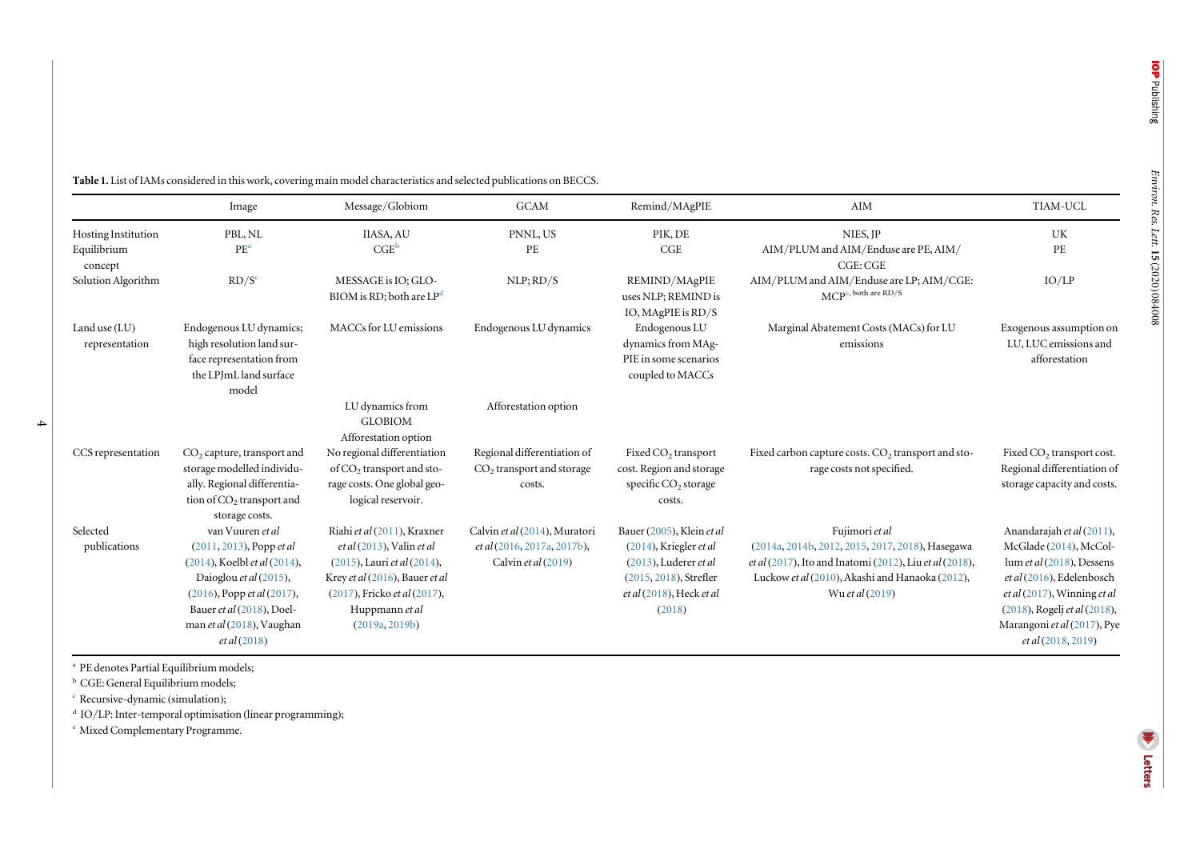**Table 1.** List of IAMs considered in this work, covering main model characteristics and selected publications on BECCS.

| | Image | Message/Globiom | GCAM | Remind/MAgPIE | AIM | TIAM-UCL |
|---|---|---|---|---|---|---|
| Hosting Institution | PBL, NL | IIASA, AU | PNNL, US | PIK, DE | NIES, JP | UK |
| Equilibrium concept | PE[a] | CGE[b] | PE | CGE | AIM/PLUM and AIM/Enduse are PE, AIM/CGE: CGE | PE |
| Solution Algorithm | RD/S[c] | MESSAGE is IO; GLOBIOM is RD; both are LP[d] | NLP; RD/S | REMIND/MAgPIE uses NLP; REMIND is IO, MAgPIE is RD/S | AIM/PLUM and AIM/Enduse are LP; AIM/CGE: MCP[e, both are RD/S] | IO/LP |
| Land use (LU) representation | Endogenous LU dynamics; high resolution land surface representation from the LPJmL land surface model | MACCs for LU emissions | Endogenous LU dynamics | Endogenous LU dynamics from MAgPIE in some scenarios coupled to MACCs | Marginal Abatement Costs (MACs) for LU emissions | Exogenous assumption on LU, LUC emissions and afforestation |
| | | LU dynamics from GLOBIOM Afforestation option | Afforestation option | | | |
| CCS representation | $CO_2$ capture, transport and storage modelled individually. Regional differentiation of $CO_2$ transport and storage costs. | No regional differentiation of $CO_2$ transport and storage costs. One global geological reservoir. | Regional differentiation of $CO_2$ transport and storage costs. | Fixed $CO_2$ transport cost. Region and storage specific $CO_2$ storage costs. | Fixed carbon capture costs. $CO_2$ transport and storage costs not specified. | Fixed $CO_2$ transport cost. Regional differentiation of storage capacity and costs. |
| Selected publications | van Vuuren *et al* (2011, 2013), Popp *et al* (2014), Koelbl *et al* (2014), Daioglou *et al* (2015), (2016), Popp *et al* (2017), Bauer *et al* (2018), Doelman *et al* (2018), Vaughan *et al* (2018) | Riahi *et al* (2011), Kraxner *et al* (2013), Valin *et al* (2015), Lauri *et al* (2014), Krey *et al* (2016), Bauer *et al* (2017), Fricko *et al* (2017), Huppmann *et al* (2019a, 2019b) | Calvin *et al* (2014), Muratori *et al* (2016, 2017a, 2017b), Calvin *et al* (2019) | Bauer (2005), Klein *et al* (2014), Kriegler *et al* (2013), Luderer *et al* (2015, 2018), Strefler *et al* (2018), Heck *et al* (2018) | Fujimori *et al* (2014a, 2014b, 2012, 2015, 2017, 2018), Hasegawa *et al* (2017), Ito and Inatomi (2012), Liu *et al* (2018), Luckow *et al* (2010), Akashi and Hanaoka (2012), Wu *et al* (2019) | Anandarajah *et al* (2011), McGlade (2014), McCollum *et al* (2018), Dessens *et al* (2016), Edelenbosch *et al* (2017), Winning *et al* (2018), Rogelj *et al* (2018), Marangoni *et al* (2017), Pye *et al* (2018, 2019) |

[a] PE denotes Partial Equilibrium models;

[b] CGE: General Equilibrium models;

[c] Recursive-dynamic (simulation);

[d] IO/LP: Inter-temporal optimisation (linear programming);

[e] Mixed Complementary Programme.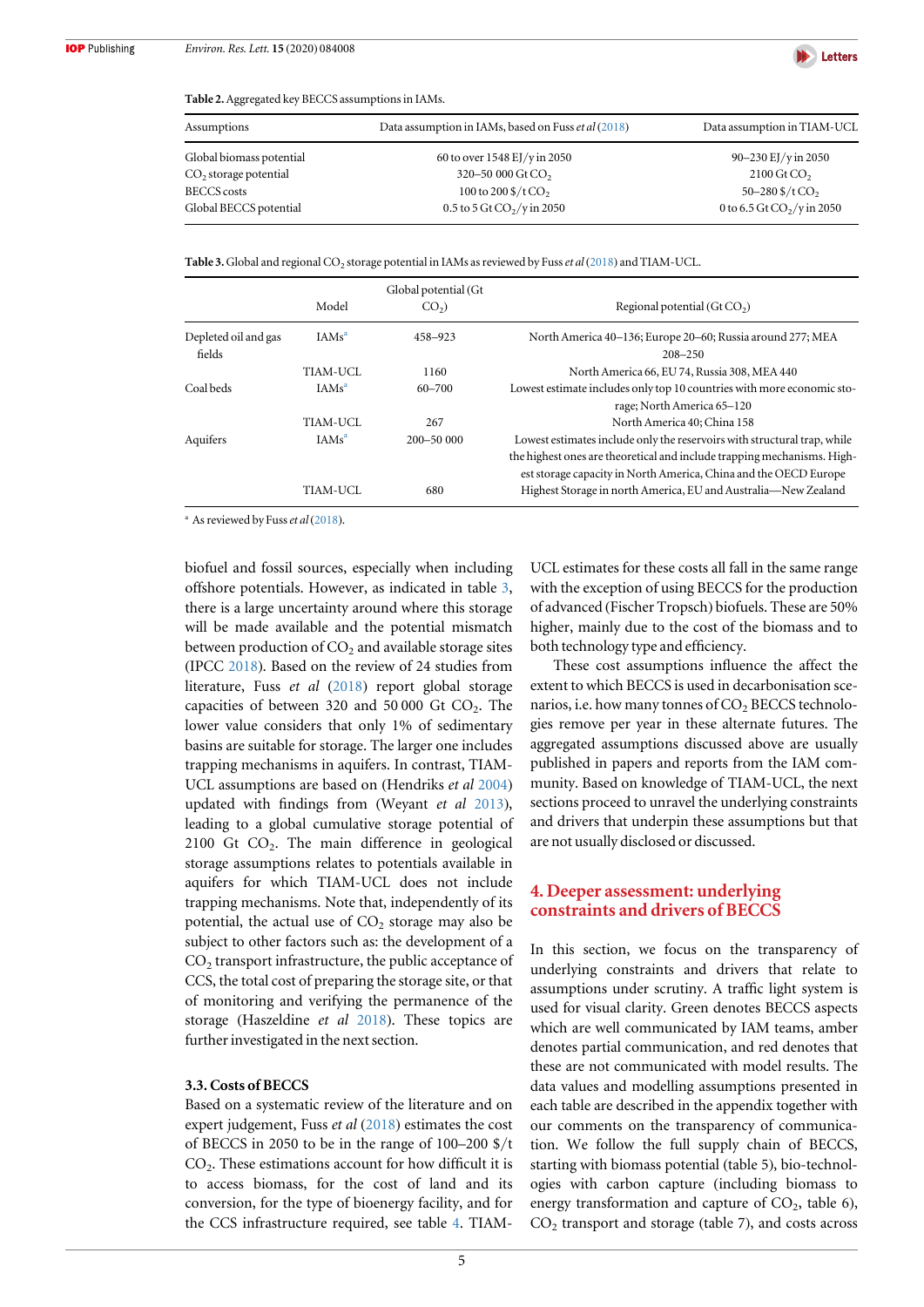**Table 2.** Aggregated key BECCS assumptions in IAMs.

| Assumptions | Data assumption in IAMs, based on Fuss *et al* (2018) | Data assumption in TIAM-UCL |
|---|---|---|
| Global biomass potential | 60 to over 1548 EJ/y in 2050 | 90–230 EJ/y in 2050 |
| $CO_2$ storage potential | 320–50 000 Gt $CO_2$ | 2100 Gt $CO_2$ |
| BECCS costs | 100 to 200 \$/t $CO_2$ | 50–280 \$/t $CO_2$ |
| Global BECCS potential | 0.5 to 5 Gt $CO_2$/y in 2050 | 0 to 6.5 Gt $CO_2$/y in 2050 |

**Table 3.** Global and regional $CO_2$ storage potential in IAMs as reviewed by Fuss *et al* (2018) and TIAM-UCL.

| | Model | Global potential (Gt $CO_2$) | Regional potential (Gt $CO_2$) |
|---|---|---|---|
| Depleted oil and gas fields | IAMs[a] | 458–923 | North America 40–136; Europe 20–60; Russia around 277; MEA 208–250 |
| | TIAM-UCL | 1160 | North America 66, EU 74, Russia 308, MEA 440 |
| Coal beds | IAMs[a] | 60–700 | Lowest estimate includes only top 10 countries with more economic storage; North America 65–120 |
| | TIAM-UCL | 267 | North America 40; China 158 |
| Aquifers | IAMs[a] | 200–50 000 | Lowest estimates include only the reservoirs with structural trap, while the highest ones are theoretical and include trapping mechanisms. Highest storage capacity in North America, China and the OECD Europe |
| | TIAM-UCL | 680 | Highest Storage in north America, EU and Australia—New Zealand |

[a] As reviewed by Fuss *et al* (2018).

biofuel and fossil sources, especially when including offshore potentials. However, as indicated in table 3, there is a large uncertainty around where this storage will be made available and the potential mismatch between production of $CO_2$ and available storage sites (IPCC 2018). Based on the review of 24 studies from literature, Fuss *et al* (2018) report global storage capacities of between 320 and 50 000 Gt $CO_2$. The lower value considers that only 1% of sedimentary basins are suitable for storage. The larger one includes trapping mechanisms in aquifers. In contrast, TIAM-UCL assumptions are based on (Hendriks *et al* 2004) updated with findings from (Weyant *et al* 2013), leading to a global cumulative storage potential of 2100 Gt $CO_2$. The main difference in geological storage assumptions relates to potentials available in aquifers for which TIAM-UCL does not include trapping mechanisms. Note that, independently of its potential, the actual use of $CO_2$ storage may also be subject to other factors such as: the development of a $CO_2$ transport infrastructure, the public acceptance of CCS, the total cost of preparing the storage site, or that of monitoring and verifying the permanence of the storage (Haszeldine *et al* 2018). These topics are further investigated in the next section.

### 3.3. Costs of BECCS

Based on a systematic review of the literature and on expert judgement, Fuss *et al* (2018) estimates the cost of BECCS in 2050 to be in the range of 100–200 \$/t $CO_2$. These estimations account for how difficult it is to access biomass, for the cost of land and its conversion, for the type of bioenergy facility, and for the CCS infrastructure required, see table 4. TIAM-UCL estimates for these costs all fall in the same range with the exception of using BECCS for the production of advanced (Fischer Tropsch) biofuels. These are 50% higher, mainly due to the cost of the biomass and to both technology type and efficiency.

These cost assumptions influence the affect the extent to which BECCS is used in decarbonisation scenarios, i.e. how many tonnes of $CO_2$ BECCS technologies remove per year in these alternate futures. The aggregated assumptions discussed above are usually published in papers and reports from the IAM community. Based on knowledge of TIAM-UCL, the next sections proceed to unravel the underlying constraints and drivers that underpin these assumptions but that are not usually disclosed or discussed.

## 4. Deeper assessment: underlying constraints and drivers of BECCS

In this section, we focus on the transparency of underlying constraints and drivers that relate to assumptions under scrutiny. A traffic light system is used for visual clarity. Green denotes BECCS aspects which are well communicated by IAM teams, amber denotes partial communication, and red denotes that these are not communicated with model results. The data values and modelling assumptions presented in each table are described in the appendix together with our comments on the transparency of communication. We follow the full supply chain of BECCS, starting with biomass potential (table 5), bio-technologies with carbon capture (including biomass to energy transformation and capture of $CO_2$, table 6), $CO_2$ transport and storage (table 7), and costs across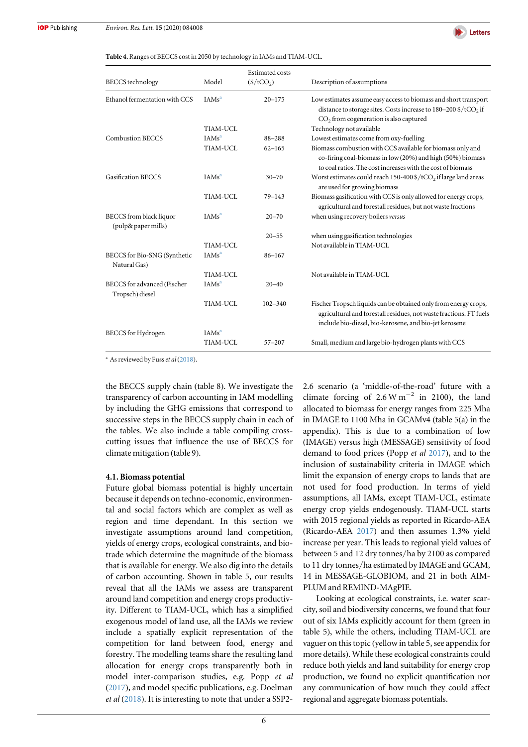**Table 4.** Ranges of BECCS cost in 2050 by technology in IAMs and TIAM-UCL.

| BECCS technology | Model | Estimated costs ($/tCO$_2$) | Description of assumptions |
|---|---|---|---|
| Ethanol fermentation with CCS | IAMs[a] | 20–175 | Low estimates assume easy access to biomass and short transport distance to storage sites. Costs increase to 180–200 $/tCO$_2$ if CO$_2$ from cogeneration is also captured |
| | TIAM-UCL | | Technology not available |
| Combustion BECCS | IAMs[a] | 88–288 | Lowest estimates come from oxy-fuelling |
| | TIAM-UCL | 62–165 | Biomass combustion with CCS available for biomass only and co-firing coal-biomass in low (20%) and high (50%) biomass to coal ratios. The cost increases with the cost of biomass |
| Gasification BECCS | IAMs[a] | 30–70 | Worst estimates could reach 150-400 $/tCO$_2$ if large land areas are used for growing biomass |
| | TIAM-UCL | 79–143 | Biomass gasification with CCS is only allowed for energy crops, agricultural and forestall residues, but not waste fractions |
| BECCS from black liquor (pulp& paper mills) | IAMs[a] | 20–70 | when using recovery boilers *versus* |
| | | 20–55 | when using gasification technologies |
| | TIAM-UCL | | Not available in TIAM-UCL |
| BECCS for Bio-SNG (Synthetic Natural Gas) | IAMs[a] | 86–167 | |
| | TIAM-UCL | | Not available in TIAM-UCL |
| BECCS for advanced (Fischer Tropsch) diesel | IAMs[a] | 20–40 | |
| | TIAM-UCL | 102–340 | Fischer Tropsch liquids can be obtained only from energy crops, agricultural and forestall residues, not waste fractions. FT fuels include bio-diesel, bio-kerosene, and bio-jet kerosene |
| BECCS for Hydrogen | IAMs[a] | | |
| | TIAM-UCL | 57–207 | Small, medium and large bio-hydrogen plants with CCS |

[a] As reviewed by Fuss *et al* (2018).

the BECCS supply chain (table 8). We investigate the transparency of carbon accounting in IAM modelling by including the GHG emissions that correspond to successive steps in the BECCS supply chain in each of the tables. We also include a table compiling cross-cutting issues that influence the use of BECCS for climate mitigation (table 9).

### 4.1. Biomass potential

Future global biomass potential is highly uncertain because it depends on techno-economic, environmental and social factors which are complex as well as region and time dependant. In this section we investigate assumptions around land competition, yields of energy crops, ecological constraints, and bio-trade which determine the magnitude of the biomass that is available for energy. We also dig into the details of carbon accounting. Shown in table 5, our results reveal that all the IAMs we assess are transparent around land competition and energy crops productivity. Different to TIAM-UCL, which has a simplified exogenous model of land use, all the IAMs we review include a spatially explicit representation of the competition for land between food, energy and forestry. The modelling teams share the resulting land allocation for energy crops transparently both in model inter-comparison studies, e.g. Popp *et al* (2017), and model specific publications, e.g. Doelman *et al* (2018). It is interesting to note that under a SSP2-2.6 scenario (a 'middle-of-the-road' future with a climate forcing of 2.6 W m$^{-2}$ in 2100), the land allocated to biomass for energy ranges from 225 Mha in IMAGE to 1100 Mha in GCAMv4 (table 5(a) in the appendix). This is due to a combination of low (IMAGE) versus high (MESSAGE) sensitivity of food demand to food prices (Popp *et al* 2017), and to the inclusion of sustainability criteria in IMAGE which limit the expansion of energy crops to lands that are not used for food production. In terms of yield assumptions, all IAMs, except TIAM-UCL, estimate energy crop yields endogenously. TIAM-UCL starts with 2015 regional yields as reported in Ricardo-AEA (Ricardo-AEA 2017) and then assumes 1.3% yield increase per year. This leads to regional yield values of between 5 and 12 dry tonnes/ha by 2100 as compared to 11 dry tonnes/ha estimated by IMAGE and GCAM, 14 in MESSAGE-GLOBIOM, and 21 in both AIM-PLUM and REMIND-MAgPIE.

Looking at ecological constraints, i.e. water scarcity, soil and biodiversity concerns, we found that four out of six IAMs explicitly account for them (green in table 5), while the others, including TIAM-UCL are vaguer on this topic (yellow in table 5, see appendix for more details). While these ecological constraints could reduce both yields and land suitability for energy crop production, we found no explicit quantification nor any communication of how much they could affect regional and aggregate biomass potentials.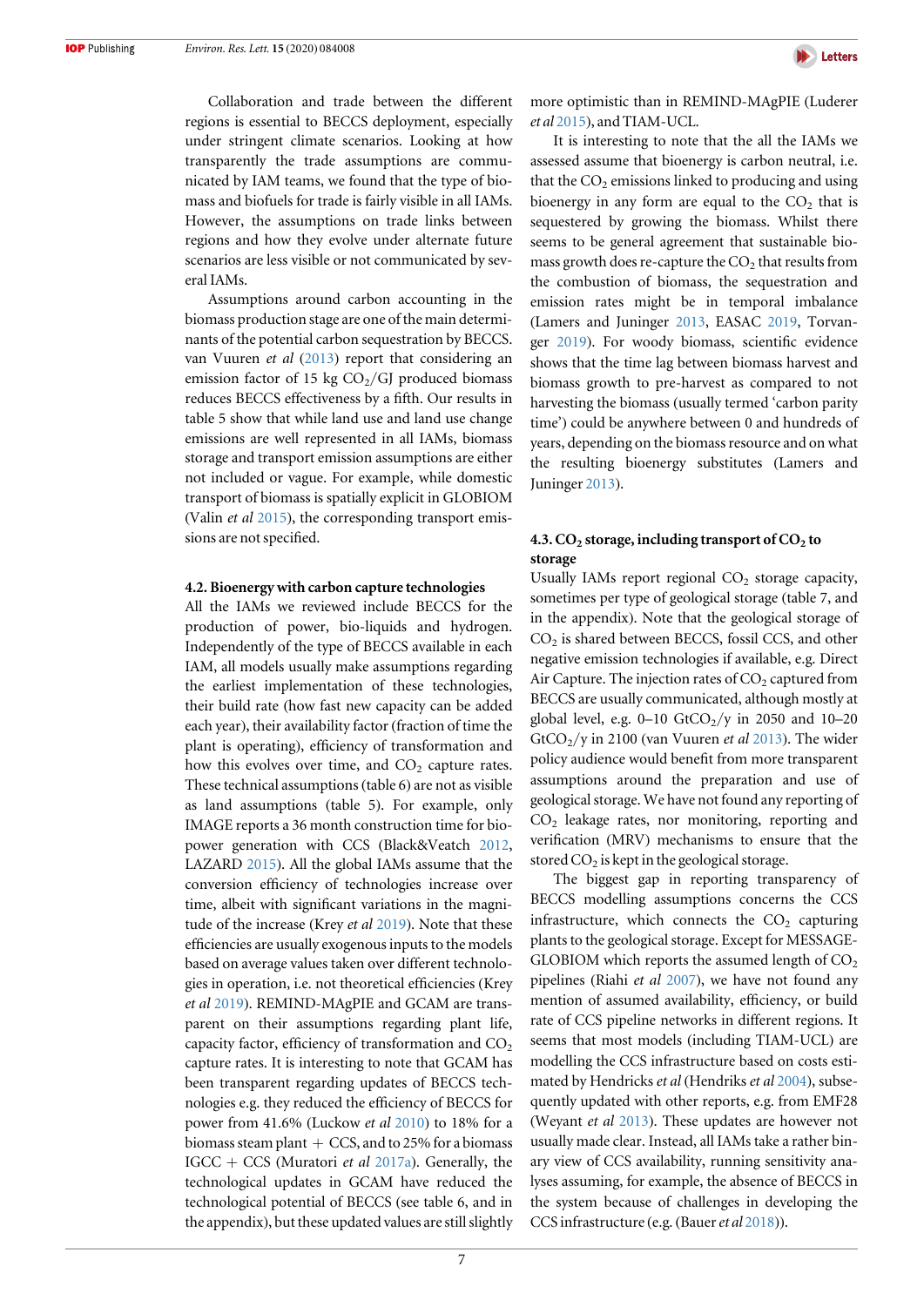Collaboration and trade between the different regions is essential to BECCS deployment, especially under stringent climate scenarios. Looking at how transparently the trade assumptions are communicated by IAM teams, we found that the type of biomass and biofuels for trade is fairly visible in all IAMs. However, the assumptions on trade links between regions and how they evolve under alternate future scenarios are less visible or not communicated by several IAMs.

Assumptions around carbon accounting in the biomass production stage are one of the main determinants of the potential carbon sequestration by BECCS. van Vuuren *et al* (2013) report that considering an emission factor of 15 kg $CO_2$/GJ produced biomass reduces BECCS effectiveness by a fifth. Our results in table 5 show that while land use and land use change emissions are well represented in all IAMs, biomass storage and transport emission assumptions are either not included or vague. For example, while domestic transport of biomass is spatially explicit in GLOBIOM (Valin *et al* 2015), the corresponding transport emissions are not specified.

### 4.2. Bioenergy with carbon capture technologies

All the IAMs we reviewed include BECCS for the production of power, bio-liquids and hydrogen. Independently of the type of BECCS available in each IAM, all models usually make assumptions regarding the earliest implementation of these technologies, their build rate (how fast new capacity can be added each year), their availability factor (fraction of time the plant is operating), efficiency of transformation and how this evolves over time, and $CO_2$ capture rates. These technical assumptions (table 6) are not as visible as land assumptions (table 5). For example, only IMAGE reports a 36 month construction time for biopower generation with CCS (Black&Veatch 2012, LAZARD 2015). All the global IAMs assume that the conversion efficiency of technologies increase over time, albeit with significant variations in the magnitude of the increase (Krey *et al* 2019). Note that these efficiencies are usually exogenous inputs to the models based on average values taken over different technologies in operation, i.e. not theoretical efficiencies (Krey *et al* 2019). REMIND-MAgPIE and GCAM are transparent on their assumptions regarding plant life, capacity factor, efficiency of transformation and $CO_2$ capture rates. It is interesting to note that GCAM has been transparent regarding updates of BECCS technologies e.g. they reduced the efficiency of BECCS for power from 41.6% (Luckow *et al* 2010) to 18% for a biomass steam plant + CCS, and to 25% for a biomass IGCC + CCS (Muratori *et al* 2017a). Generally, the technological updates in GCAM have reduced the technological potential of BECCS (see table 6, and in the appendix), but these updated values are still slightly more optimistic than in REMIND-MAgPIE (Luderer *et al* 2015), and TIAM-UCL.

It is interesting to note that the all the IAMs we assessed assume that bioenergy is carbon neutral, i.e. that the $CO_2$ emissions linked to producing and using bioenergy in any form are equal to the $CO_2$ that is sequestered by growing the biomass. Whilst there seems to be general agreement that sustainable biomass growth does re-capture the $CO_2$ that results from the combustion of biomass, the sequestration and emission rates might be in temporal imbalance (Lamers and Juninger 2013, EASAC 2019, Torvanger 2019). For woody biomass, scientific evidence shows that the time lag between biomass harvest and biomass growth to pre-harvest as compared to not harvesting the biomass (usually termed 'carbon parity time') could be anywhere between 0 and hundreds of years, depending on the biomass resource and on what the resulting bioenergy substitutes (Lamers and Juninger 2013).

### 4.3. $CO_2$ storage, including transport of $CO_2$ to storage

Usually IAMs report regional $CO_2$ storage capacity, sometimes per type of geological storage (table 7, and in the appendix). Note that the geological storage of $CO_2$ is shared between BECCS, fossil CCS, and other negative emission technologies if available, e.g. Direct Air Capture. The injection rates of $CO_2$ captured from BECCS are usually communicated, although mostly at global level, e.g. 0–10 $GtCO_2$/y in 2050 and 10–20 $GtCO_2$/y in 2100 (van Vuuren *et al* 2013). The wider policy audience would benefit from more transparent assumptions around the preparation and use of geological storage. We have not found any reporting of $CO_2$ leakage rates, nor monitoring, reporting and verification (MRV) mechanisms to ensure that the stored $CO_2$ is kept in the geological storage.

The biggest gap in reporting transparency of BECCS modelling assumptions concerns the CCS infrastructure, which connects the $CO_2$ capturing plants to the geological storage. Except for MESSAGE-GLOBIOM which reports the assumed length of $CO_2$ pipelines (Riahi *et al* 2007), we have not found any mention of assumed availability, efficiency, or build rate of CCS pipeline networks in different regions. It seems that most models (including TIAM-UCL) are modelling the CCS infrastructure based on costs estimated by Hendricks *et al* (Hendriks *et al* 2004), subsequently updated with other reports, e.g. from EMF28 (Weyant *et al* 2013). These updates are however not usually made clear. Instead, all IAMs take a rather binary view of CCS availability, running sensitivity analyses assuming, for example, the absence of BECCS in the system because of challenges in developing the CCS infrastructure (e.g. (Bauer *et al* 2018)).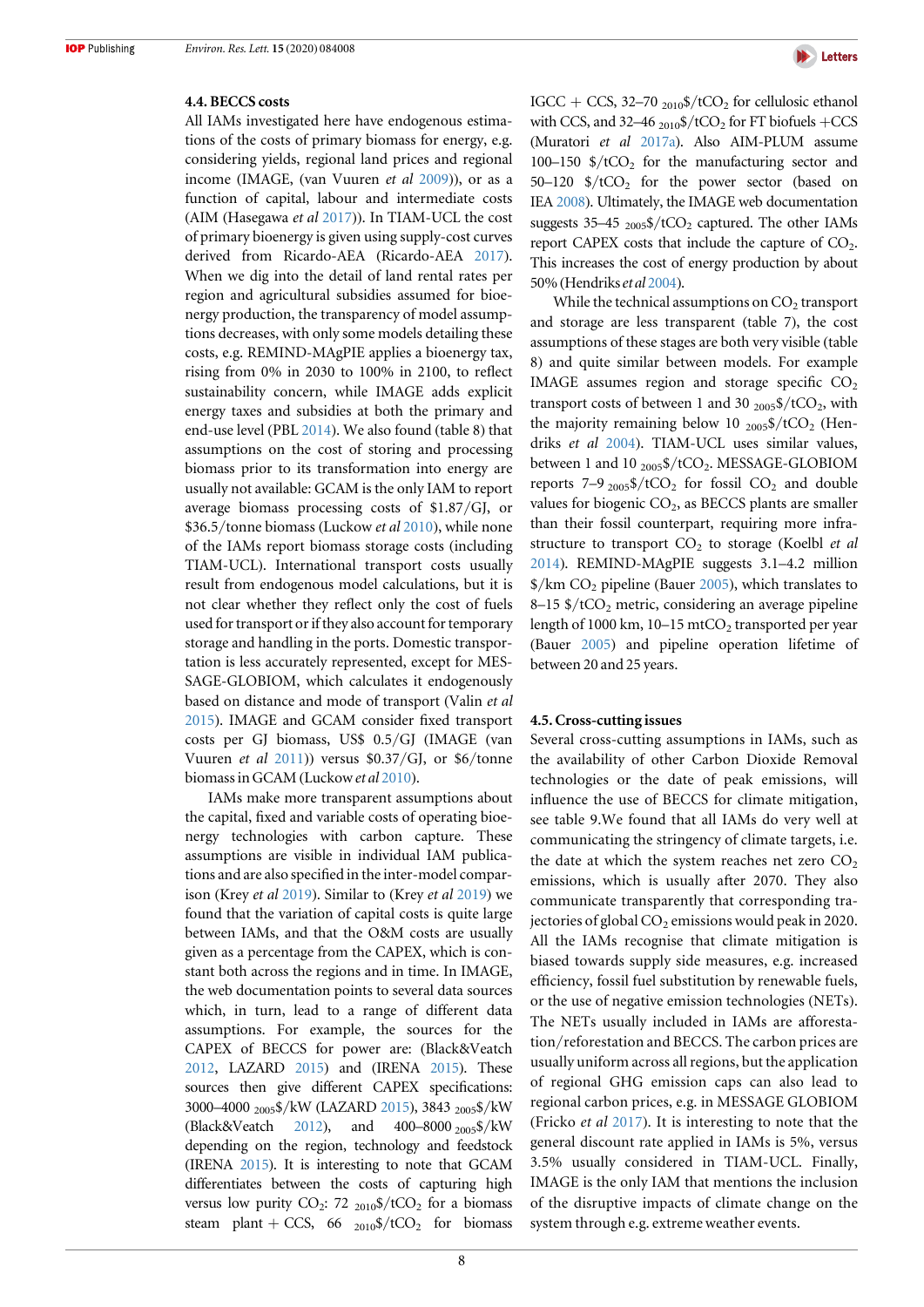### 4.4. BECCS costs

All IAMs investigated here have endogenous estimations of the costs of primary biomass for energy, e.g. considering yields, regional land prices and regional income (IMAGE, (van Vuuren *et al* 2009)), or as a function of capital, labour and intermediate costs (AIM (Hasegawa *et al* 2017)). In TIAM-UCL the cost of primary bioenergy is given using supply-cost curves derived from Ricardo-AEA (Ricardo-AEA 2017). When we dig into the detail of land rental rates per region and agricultural subsidies assumed for bioenergy production, the transparency of model assumptions decreases, with only some models detailing these costs, e.g. REMIND-MAgPIE applies a bioenergy tax, rising from 0% in 2030 to 100% in 2100, to reflect sustainability concern, while IMAGE adds explicit energy taxes and subsidies at both the primary and end-use level (PBL 2014). We also found (table 8) that assumptions on the cost of storing and processing biomass prior to its transformation into energy are usually not available: GCAM is the only IAM to report average biomass processing costs of \$1.87/GJ, or \$36.5/tonne biomass (Luckow *et al* 2010), while none of the IAMs report biomass storage costs (including TIAM-UCL). International transport costs usually result from endogenous model calculations, but it is not clear whether they reflect only the cost of fuels used for transport or if they also account for temporary storage and handling in the ports. Domestic transportation is less accurately represented, except for MESSAGE-GLOBIOM, which calculates it endogenously based on distance and mode of transport (Valin *et al* 2015). IMAGE and GCAM consider fixed transport costs per GJ biomass, US\$ 0.5/GJ (IMAGE (van Vuuren *et al* 2011)) versus \$0.37/GJ, or \$6/tonne biomass in GCAM (Luckow *et al* 2010).

IAMs make more transparent assumptions about the capital, fixed and variable costs of operating bioenergy technologies with carbon capture. These assumptions are visible in individual IAM publications and are also specified in the inter-model comparison (Krey *et al* 2019). Similar to (Krey *et al* 2019) we found that the variation of capital costs is quite large between IAMs, and that the O&M costs are usually given as a percentage from the CAPEX, which is constant both across the regions and in time. In IMAGE, the web documentation points to several data sources which, in turn, lead to a range of different data assumptions. For example, the sources for the CAPEX of BECCS for power are: (Black&Veatch 2012, LAZARD 2015) and (IRENA 2015). These sources then give different CAPEX specifications: 3000–4000 $_{2005}$\$/kW (LAZARD 2015), 3843 $_{2005}$\$/kW (Black&Veatch 2012), and 400–8000 $_{2005}$\$/kW depending on the region, technology and feedstock (IRENA 2015). It is interesting to note that GCAM differentiates between the costs of capturing high versus low purity $CO_2$: 72 $_{2010}$\$/t$CO_2$ for a biomass steam plant + CCS, 66 $_{2010}$\$/t$CO_2$ for biomass IGCC + CCS, 32–70 $_{2010}$\$/t$CO_2$ for cellulosic ethanol with CCS, and 32–46 $_{2010}$\$/t$CO_2$ for FT biofuels +CCS (Muratori *et al* 2017a). Also AIM-PLUM assume 100–150 \$/t$CO_2$ for the manufacturing sector and 50–120 \$/t$CO_2$ for the power sector (based on IEA 2008). Ultimately, the IMAGE web documentation suggests 35–45 $_{2005}$\$/t$CO_2$ captured. The other IAMs report CAPEX costs that include the capture of $CO_2$. This increases the cost of energy production by about 50% (Hendriks *et al* 2004).

While the technical assumptions on $CO_2$ transport and storage are less transparent (table 7), the cost assumptions of these stages are both very visible (table 8) and quite similar between models. For example IMAGE assumes region and storage specific $CO_2$ transport costs of between 1 and 30 $_{2005}$\$/t$CO_2$, with the majority remaining below 10 $_{2005}$\$/t$CO_2$ (Hendriks *et al* 2004). TIAM-UCL uses similar values, between 1 and 10 $_{2005}$\$/t$CO_2$. MESSAGE-GLOBIOM reports 7–9 $_{2005}$\$/t$CO_2$ for fossil $CO_2$ and double values for biogenic $CO_2$, as BECCS plants are smaller than their fossil counterpart, requiring more infrastructure to transport $CO_2$ to storage (Koelbl *et al* 2014). REMIND-MAgPIE suggests 3.1–4.2 million \$/km $CO_2$ pipeline (Bauer 2005), which translates to 8–15 \$/t$CO_2$ metric, considering an average pipeline length of 1000 km, 10–15 mt$CO_2$ transported per year (Bauer 2005) and pipeline operation lifetime of between 20 and 25 years.

### 4.5. Cross-cutting issues

Several cross-cutting assumptions in IAMs, such as the availability of other Carbon Dioxide Removal technologies or the date of peak emissions, will influence the use of BECCS for climate mitigation, see table 9.We found that all IAMs do very well at communicating the stringency of climate targets, i.e. the date at which the system reaches net zero $CO_2$ emissions, which is usually after 2070. They also communicate transparently that corresponding trajectories of global $CO_2$ emissions would peak in 2020. All the IAMs recognise that climate mitigation is biased towards supply side measures, e.g. increased efficiency, fossil fuel substitution by renewable fuels, or the use of negative emission technologies (NETs). The NETs usually included in IAMs are afforestation/reforestation and BECCS. The carbon prices are usually uniform across all regions, but the application of regional GHG emission caps can also lead to regional carbon prices, e.g. in MESSAGE GLOBIOM (Fricko *et al* 2017). It is interesting to note that the general discount rate applied in IAMs is 5%, versus 3.5% usually considered in TIAM-UCL. Finally, IMAGE is the only IAM that mentions the inclusion of the disruptive impacts of climate change on the system through e.g. extreme weather events.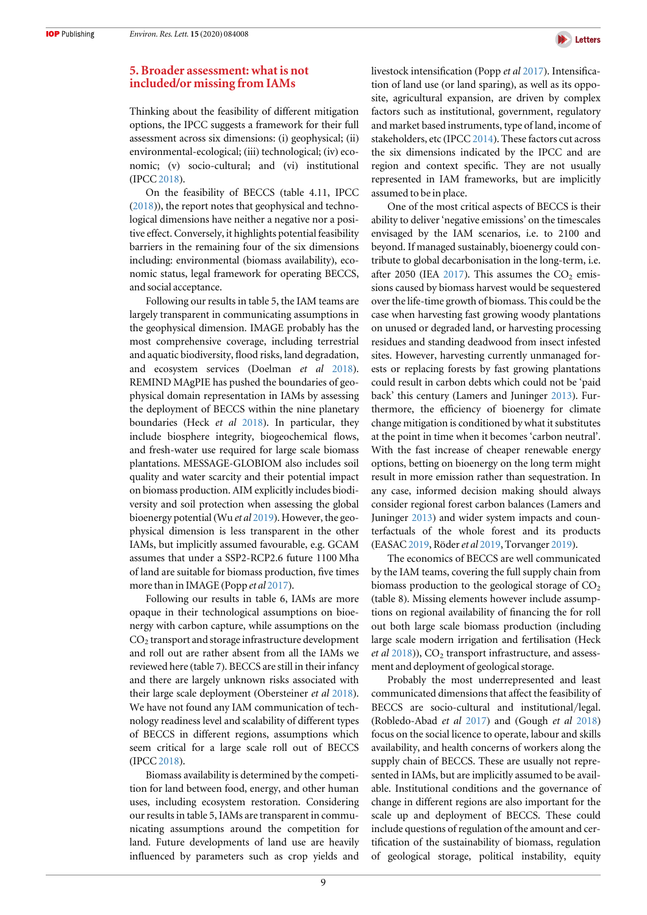## 5. Broader assessment: what is not included/or missing from IAMs

Thinking about the feasibility of different mitigation options, the IPCC suggests a framework for their full assessment across six dimensions: (i) geophysical; (ii) environmental-ecological; (iii) technological; (iv) economic; (v) socio-cultural; and (vi) institutional (IPCC 2018).

On the feasibility of BECCS (table 4.11, IPCC (2018)), the report notes that geophysical and technological dimensions have neither a negative nor a positive effect. Conversely, it highlights potential feasibility barriers in the remaining four of the six dimensions including: environmental (biomass availability), economic status, legal framework for operating BECCS, and social acceptance.

Following our results in table 5, the IAM teams are largely transparent in communicating assumptions in the geophysical dimension. IMAGE probably has the most comprehensive coverage, including terrestrial and aquatic biodiversity, flood risks, land degradation, and ecosystem services (Doelman *et al* 2018). REMIND MAgPIE has pushed the boundaries of geophysical domain representation in IAMs by assessing the deployment of BECCS within the nine planetary boundaries (Heck *et al* 2018). In particular, they include biosphere integrity, biogeochemical flows, and fresh-water use required for large scale biomass plantations. MESSAGE-GLOBIOM also includes soil quality and water scarcity and their potential impact on biomass production. AIM explicitly includes biodiversity and soil protection when assessing the global bioenergy potential (Wu *et al* 2019). However, the geophysical dimension is less transparent in the other IAMs, but implicitly assumed favourable, e.g. GCAM assumes that under a SSP2-RCP2.6 future 1100 Mha of land are suitable for biomass production, five times more than in IMAGE (Popp *et al* 2017).

Following our results in table 6, IAMs are more opaque in their technological assumptions on bioenergy with carbon capture, while assumptions on the $CO_2$ transport and storage infrastructure development and roll out are rather absent from all the IAMs we reviewed here (table 7). BECCS are still in their infancy and there are largely unknown risks associated with their large scale deployment (Obersteiner *et al* 2018). We have not found any IAM communication of technology readiness level and scalability of different types of BECCS in different regions, assumptions which seem critical for a large scale roll out of BECCS (IPCC 2018).

Biomass availability is determined by the competition for land between food, energy, and other human uses, including ecosystem restoration. Considering our results in table 5, IAMs are transparent in communicating assumptions around the competition for land. Future developments of land use are heavily influenced by parameters such as crop yields and livestock intensification (Popp *et al* 2017). Intensification of land use (or land sparing), as well as its opposite, agricultural expansion, are driven by complex factors such as institutional, government, regulatory and market based instruments, type of land, income of stakeholders, etc (IPCC 2014). These factors cut across the six dimensions indicated by the IPCC and are region and context specific. They are not usually represented in IAM frameworks, but are implicitly assumed to be in place.

One of the most critical aspects of BECCS is their ability to deliver 'negative emissions' on the timescales envisaged by the IAM scenarios, i.e. to 2100 and beyond. If managed sustainably, bioenergy could contribute to global decarbonisation in the long-term, i.e. after 2050 (IEA 2017). This assumes the $CO_2$ emissions caused by biomass harvest would be sequestered over the life-time growth of biomass. This could be the case when harvesting fast growing woody plantations on unused or degraded land, or harvesting processing residues and standing deadwood from insect infested sites. However, harvesting currently unmanaged forests or replacing forests by fast growing plantations could result in carbon debts which could not be 'paid back' this century (Lamers and Juninger 2013). Furthermore, the efficiency of bioenergy for climate change mitigation is conditioned by what it substitutes at the point in time when it becomes 'carbon neutral'. With the fast increase of cheaper renewable energy options, betting on bioenergy on the long term might result in more emission rather than sequestration. In any case, informed decision making should always consider regional forest carbon balances (Lamers and Juninger 2013) and wider system impacts and counterfactuals of the whole forest and its products (EASAC 2019, Röder *et al* 2019, Torvanger 2019).

The economics of BECCS are well communicated by the IAM teams, covering the full supply chain from biomass production to the geological storage of $CO_2$ (table 8). Missing elements however include assumptions on regional availability of financing the for roll out both large scale biomass production (including large scale modern irrigation and fertilisation (Heck *et al* 2018)), $CO_2$ transport infrastructure, and assessment and deployment of geological storage.

Probably the most underrepresented and least communicated dimensions that affect the feasibility of BECCS are socio-cultural and institutional/legal. (Robledo-Abad *et al* 2017) and (Gough *et al* 2018) focus on the social licence to operate, labour and skills availability, and health concerns of workers along the supply chain of BECCS. These are usually not represented in IAMs, but are implicitly assumed to be available. Institutional conditions and the governance of change in different regions are also important for the scale up and deployment of BECCS. These could include questions of regulation of the amount and certification of the sustainability of biomass, regulation of geological storage, political instability, equity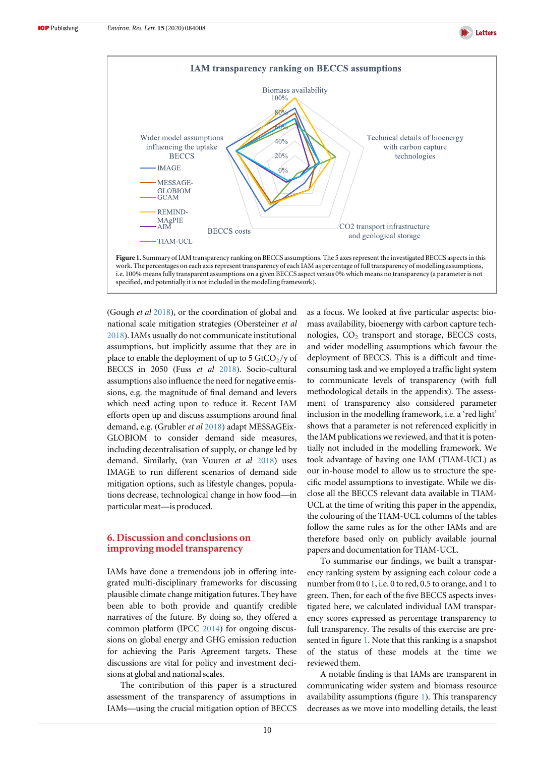Figure 1. Summary of IAM transparency ranking on BECCS assumptions. The 5 axes represent the investigated BECCS aspects in this work. The percentages on each axis represent transparency of each IAM as percentage of full transparency of modelling assumptions, i.e. 100% means fully transparent assumptions on a given BECCS aspect versus 0% which means no transparency (a parameter is not specified, and potentially it is not included in the modelling framework).

(Gough *et al* 2018), or the coordination of global and national scale mitigation strategies (Obersteiner *et al* 2018). IAMs usually do not communicate institutional assumptions, but implicitly assume that they are in place to enable the deployment of up to 5 $GtCO_2$/y of BECCS in 2050 (Fuss *et al* 2018). Socio-cultural assumptions also influence the need for negative emissions, e.g. the magnitude of final demand and levers which need acting upon to reduce it. Recent IAM efforts open up and discuss assumptions around final demand, e.g. (Grubler *et al* 2018) adapt MESSAGEix-GLOBIOM to consider demand side measures, including decentralisation of supply, or change led by demand. Similarly, (van Vuuren *et al* 2018) uses IMAGE to run different scenarios of demand side mitigation options, such as lifestyle changes, populations decrease, technological change in how food—in particular meat—is produced.

## 6. Discussion and conclusions on improving model transparency

IAMs have done a tremendous job in offering integrated multi-disciplinary frameworks for discussing plausible climate change mitigation futures. They have been able to both provide and quantify credible narratives of the future. By doing so, they offered a common platform (IPCC 2014) for ongoing discussions on global energy and GHG emission reduction for achieving the Paris Agreement targets. These discussions are vital for policy and investment decisions at global and national scales.

The contribution of this paper is a structured assessment of the transparency of assumptions in IAMs—using the crucial mitigation option of BECCS as a focus. We looked at five particular aspects: biomass availability, bioenergy with carbon capture technologies, $CO_2$ transport and storage, BECCS costs, and wider modelling assumptions which favour the deployment of BECCS. This is a difficult and time-consuming task and we employed a traffic light system to communicate levels of transparency (with full methodological details in the appendix). The assessment of transparency also considered parameter inclusion in the modelling framework, i.e. a 'red light' shows that a parameter is not referenced explicitly in the IAM publications we reviewed, and that it is potentially not included in the modelling framework. We took advantage of having one IAM (TIAM-UCL) as our in-house model to allow us to structure the specific model assumptions to investigate. While we disclose all the BECCS relevant data available in TIAM-UCL at the time of writing this paper in the appendix, the colouring of the TIAM-UCL columns of the tables follow the same rules as for the other IAMs and are therefore based only on publicly available journal papers and documentation for TIAM-UCL.

To summarise our findings, we built a transparency ranking system by assigning each colour code a number from 0 to 1, i.e. 0 to red, 0.5 to orange, and 1 to green. Then, for each of the five BECCS aspects investigated here, we calculated individual IAM transparency scores expressed as percentage transparency to full transparency. The results of this exercise are presented in figure 1. Note that this ranking is a snapshot of the status of these models at the time we reviewed them.

A notable finding is that IAMs are transparent in communicating wider system and biomass resource availability assumptions (figure 1). This transparency decreases as we move into modelling details, the least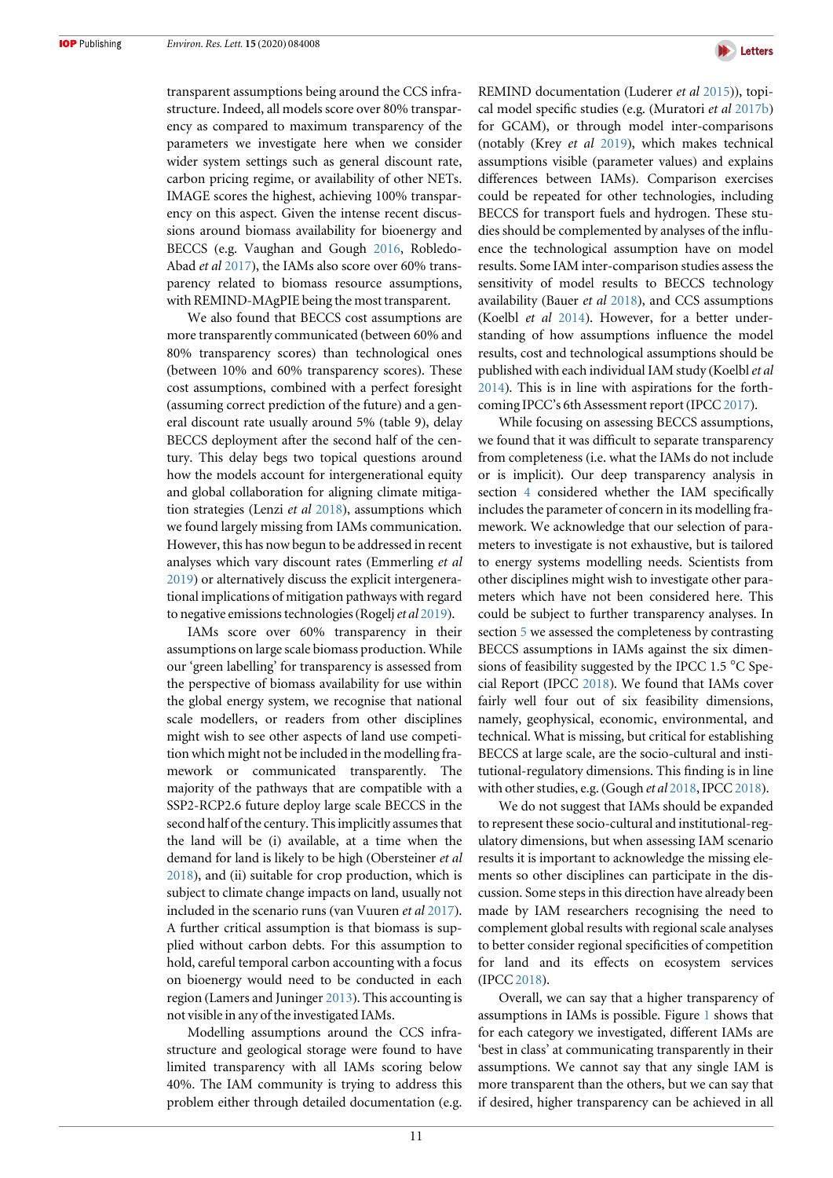transparent assumptions being around the CCS infrastructure. Indeed, all models score over 80% transparency as compared to maximum transparency of the parameters we investigate here when we consider wider system settings such as general discount rate, carbon pricing regime, or availability of other NETs. IMAGE scores the highest, achieving 100% transparency on this aspect. Given the intense recent discussions around biomass availability for bioenergy and BECCS (e.g. Vaughan and Gough 2016, Robledo-Abad *et al* 2017), the IAMs also score over 60% transparency related to biomass resource assumptions, with REMIND-MAgPIE being the most transparent.

We also found that BECCS cost assumptions are more transparently communicated (between 60% and 80% transparency scores) than technological ones (between 10% and 60% transparency scores). These cost assumptions, combined with a perfect foresight (assuming correct prediction of the future) and a general discount rate usually around 5% (table 9), delay BECCS deployment after the second half of the century. This delay begs two topical questions around how the models account for intergenerational equity and global collaboration for aligning climate mitigation strategies (Lenzi *et al* 2018), assumptions which we found largely missing from IAMs communication. However, this has now begun to be addressed in recent analyses which vary discount rates (Emmerling *et al* 2019) or alternatively discuss the explicit intergenerational implications of mitigation pathways with regard to negative emissions technologies (Rogelj *et al* 2019).

IAMs score over 60% transparency in their assumptions on large scale biomass production. While our 'green labelling' for transparency is assessed from the perspective of biomass availability for use within the global energy system, we recognise that national scale modellers, or readers from other disciplines might wish to see other aspects of land use competition which might not be included in the modelling framework or communicated transparently. The majority of the pathways that are compatible with a SSP2-RCP2.6 future deploy large scale BECCS in the second half of the century. This implicitly assumes that the land will be (i) available, at a time when the demand for land is likely to be high (Obersteiner *et al* 2018), and (ii) suitable for crop production, which is subject to climate change impacts on land, usually not included in the scenario runs (van Vuuren *et al* 2017). A further critical assumption is that biomass is supplied without carbon debts. For this assumption to hold, careful temporal carbon accounting with a focus on bioenergy would need to be conducted in each region (Lamers and Juninger 2013). This accounting is not visible in any of the investigated IAMs.

Modelling assumptions around the CCS infrastructure and geological storage were found to have limited transparency with all IAMs scoring below 40%. The IAM community is trying to address this problem either through detailed documentation (e.g. REMIND documentation (Luderer *et al* 2015)), topical model specific studies (e.g. (Muratori *et al* 2017b) for GCAM), or through model inter-comparisons (notably (Krey *et al* 2019), which makes technical assumptions visible (parameter values) and explains differences between IAMs). Comparison exercises could be repeated for other technologies, including BECCS for transport fuels and hydrogen. These studies should be complemented by analyses of the influence the technological assumption have on model results. Some IAM inter-comparison studies assess the sensitivity of model results to BECCS technology availability (Bauer *et al* 2018), and CCS assumptions (Koelbl *et al* 2014). However, for a better understanding of how assumptions influence the model results, cost and technological assumptions should be published with each individual IAM study (Koelbl *et al* 2014). This is in line with aspirations for the forthcoming IPCC's 6th Assessment report (IPCC 2017).

While focusing on assessing BECCS assumptions, we found that it was difficult to separate transparency from completeness (i.e. what the IAMs do not include or is implicit). Our deep transparency analysis in section 4 considered whether the IAM specifically includes the parameter of concern in its modelling framework. We acknowledge that our selection of parameters to investigate is not exhaustive, but is tailored to energy systems modelling needs. Scientists from other disciplines might wish to investigate other parameters which have not been considered here. This could be subject to further transparency analyses. In section 5 we assessed the completeness by contrasting BECCS assumptions in IAMs against the six dimensions of feasibility suggested by the IPCC 1.5 °C Special Report (IPCC 2018). We found that IAMs cover fairly well four out of six feasibility dimensions, namely, geophysical, economic, environmental, and technical. What is missing, but critical for establishing BECCS at large scale, are the socio-cultural and institutional-regulatory dimensions. This finding is in line with other studies, e.g. (Gough *et al* 2018, IPCC 2018).

We do not suggest that IAMs should be expanded to represent these socio-cultural and institutional-regulatory dimensions, but when assessing IAM scenario results it is important to acknowledge the missing elements so other disciplines can participate in the discussion. Some steps in this direction have already been made by IAM researchers recognising the need to complement global results with regional scale analyses to better consider regional specificities of competition for land and its effects on ecosystem services (IPCC 2018).

Overall, we can say that a higher transparency of assumptions in IAMs is possible. Figure 1 shows that for each category we investigated, different IAMs are 'best in class' at communicating transparently in their assumptions. We cannot say that any single IAM is more transparent than the others, but we can say that if desired, higher transparency can be achieved in all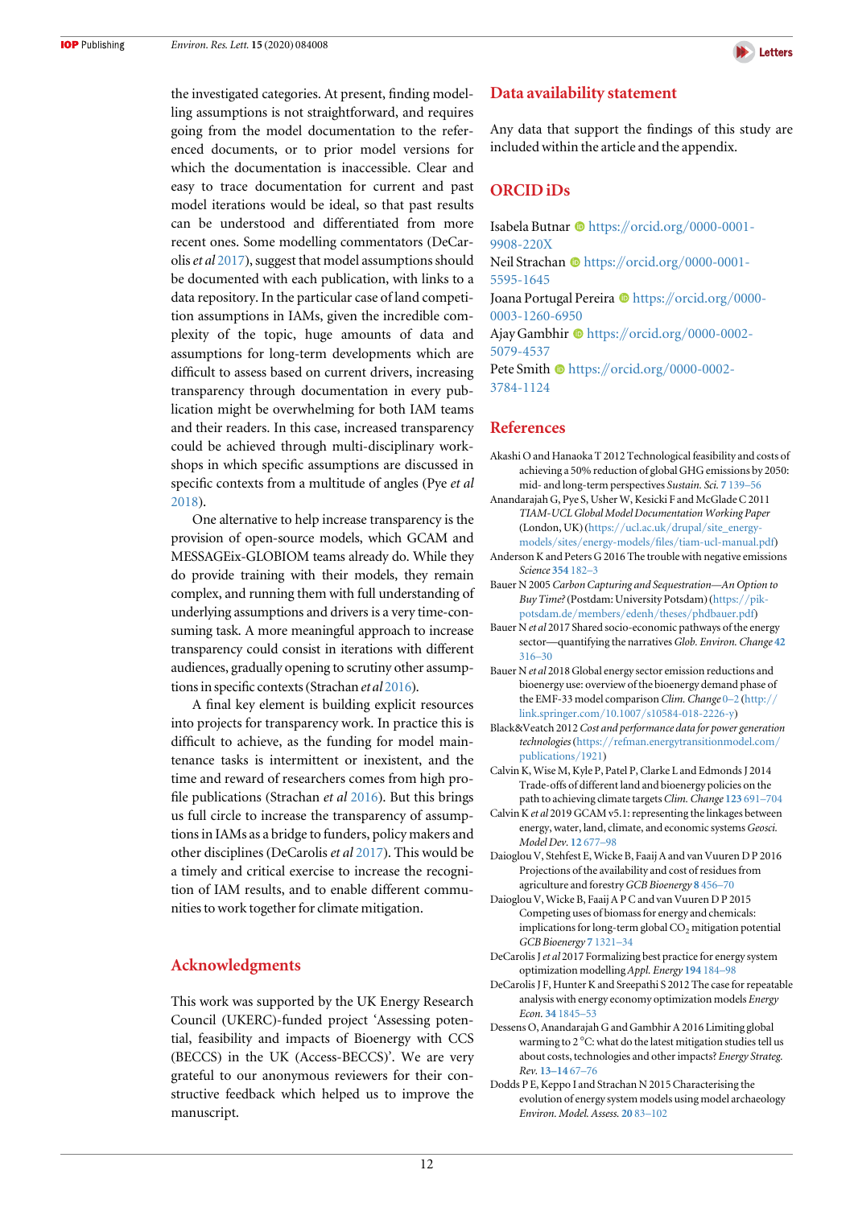the investigated categories. At present, finding modelling assumptions is not straightforward, and requires going from the model documentation to the referenced documents, or to prior model versions for which the documentation is inaccessible. Clear and easy to trace documentation for current and past model iterations would be ideal, so that past results can be understood and differentiated from more recent ones. Some modelling commentators (DeCarolis *et al* 2017), suggest that model assumptions should be documented with each publication, with links to a data repository. In the particular case of land competition assumptions in IAMs, given the incredible complexity of the topic, huge amounts of data and assumptions for long-term developments which are difficult to assess based on current drivers, increasing transparency through documentation in every publication might be overwhelming for both IAM teams and their readers. In this case, increased transparency could be achieved through multi-disciplinary workshops in which specific assumptions are discussed in specific contexts from a multitude of angles (Pye *et al* 2018).

One alternative to help increase transparency is the provision of open-source models, which GCAM and MESSAGEix-GLOBIOM teams already do. While they do provide training with their models, they remain complex, and running them with full understanding of underlying assumptions and drivers is a very time-consuming task. A more meaningful approach to increase transparency could consist in iterations with different audiences, gradually opening to scrutiny other assumptions in specific contexts (Strachan *et al* 2016).

A final key element is building explicit resources into projects for transparency work. In practice this is difficult to achieve, as the funding for model maintenance tasks is intermittent or inexistent, and the time and reward of researchers comes from high profile publications (Strachan *et al* 2016). But this brings us full circle to increase the transparency of assumptions in IAMs as a bridge to funders, policy makers and other disciplines (DeCarolis *et al* 2017). This would be a timely and critical exercise to increase the recognition of IAM results, and to enable different communities to work together for climate mitigation.

## Acknowledgments

This work was supported by the UK Energy Research Council (UKERC)-funded project 'Assessing potential, feasibility and impacts of Bioenergy with CCS (BECCS) in the UK (Access-BECCS)'. We are very grateful to our anonymous reviewers for their constructive feedback which helped us to improve the manuscript.

## Data availability statement

Any data that support the findings of this study are included within the article and the appendix.

## ORCID iDs

Isabela Butnar https://orcid.org/0000-0001-9908-220X
Neil Strachan https://orcid.org/0000-0001-5595-1645
Joana Portugal Pereira https://orcid.org/0000-0003-1260-6950
Ajay Gambhir https://orcid.org/0000-0002-5079-4537
Pete Smith https://orcid.org/0000-0002-3784-1124

## References

Akashi O and Hanaoka T 2012 Technological feasibility and costs of achieving a 50% reduction of global GHG emissions by 2050: mid- and long-term perspectives *Sustain. Sci.* **7** 139–56

Anandarajah G, Pye S, Usher W, Kesicki F and McGlade C 2011 *TIAM-UCL Global Model Documentation Working Paper* (London, UK) (https://ucl.ac.uk/drupal/site_energy-models/sites/energy-models/files/tiam-ucl-manual.pdf)

Anderson K and Peters G 2016 The trouble with negative emissions *Science* **354** 182–3

Bauer N 2005 *Carbon Capturing and Sequestration—An Option to Buy Time?* (Postdam: University Potsdam) (https://pik-potsdam.de/members/edenh/theses/phdbauer.pdf)

Bauer N *et al* 2017 Shared socio-economic pathways of the energy sector—quantifying the narratives *Glob. Environ. Change* **42** 316–30

Bauer N *et al* 2018 Global energy sector emission reductions and bioenergy use: overview of the bioenergy demand phase of the EMF-33 model comparison *Clim. Change* 0–2 (http://link.springer.com/10.1007/s10584-018-2226-y)

Black&Veatch 2012 *Cost and performance data for power generation technologies* (https://refman.energytransitionmodel.com/publications/1921)

Calvin K, Wise M, Kyle P, Patel P, Clarke L and Edmonds J 2014 Trade-offs of different land and bioenergy policies on the path to achieving climate targets *Clim. Change* **123** 691–704

Calvin K *et al* 2019 GCAM v5.1: representing the linkages between energy, water, land, climate, and economic systems *Geosci. Model Dev.* **12** 677–98

Daioglou V, Stehfest E, Wicke B, Faaij A and van Vuuren D P 2016 Projections of the availability and cost of residues from agriculture and forestry *GCB Bioenergy* **8** 456–70

Daioglou V, Wicke B, Faaij A P C and van Vuuren D P 2015 Competing uses of biomass for energy and chemicals: implications for long-term global $CO_2$ mitigation potential *GCB Bioenergy* **7** 1321–34

DeCarolis J *et al* 2017 Formalizing best practice for energy system optimization modelling *Appl. Energy* **194** 184–98

DeCarolis J F, Hunter K and Sreepathi S 2012 The case for repeatable analysis with energy economy optimization models *Energy Econ.* **34** 1845–53

Dessens O, Anandarajah G and Gambhir A 2016 Limiting global warming to 2 °C: what do the latest mitigation studies tell us about costs, technologies and other impacts? *Energy Strateg. Rev.* **13–14** 67–76

Dodds P E, Keppo I and Strachan N 2015 Characterising the evolution of energy system models using model archaeology *Environ. Model. Assess.* **20** 83–102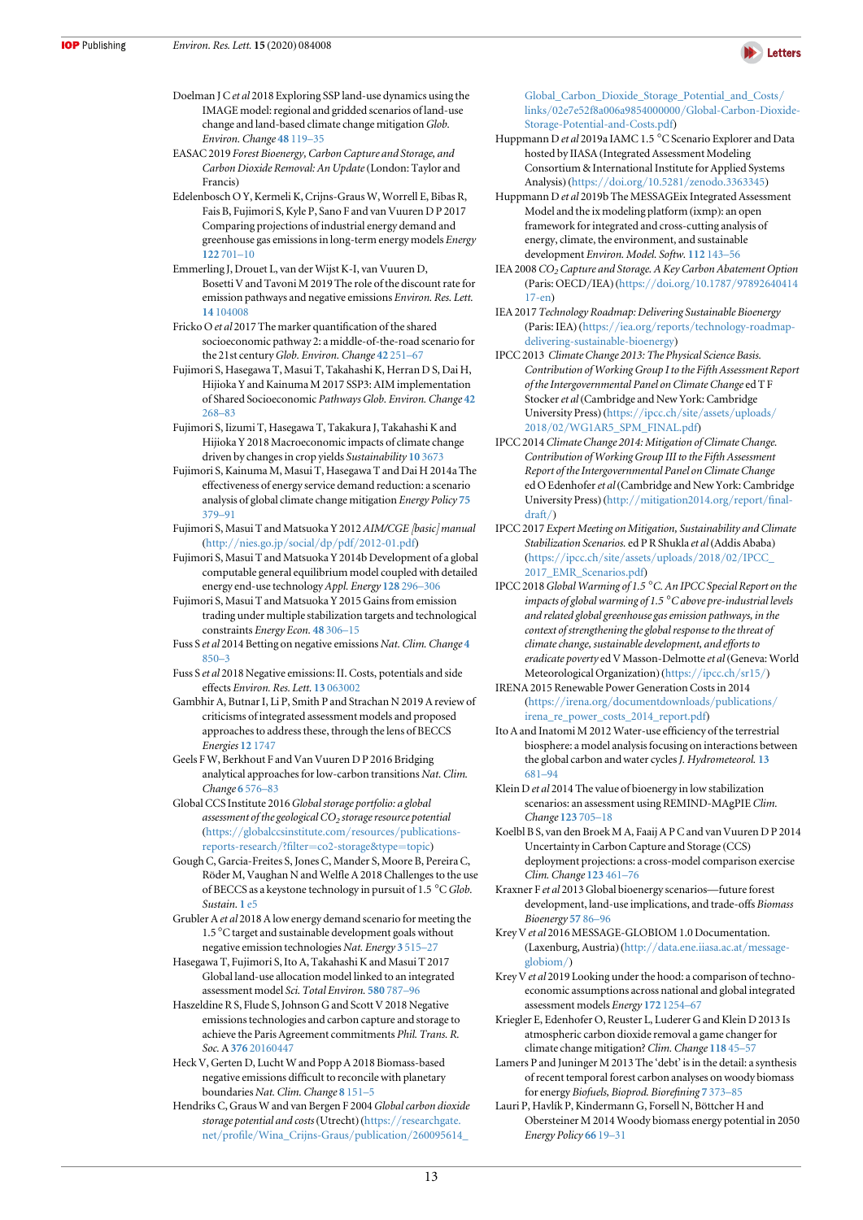Doelman J C *et al* 2018 Exploring SSP land-use dynamics using the IMAGE model: regional and gridded scenarios of land-use change and land-based climate change mitigation *Glob. Environ. Change* **48** 119–35

EASAC 2019 *Forest Bioenergy, Carbon Capture and Storage, and Carbon Dioxide Removal: An Update* (London: Taylor and Francis)

Edelenbosch O Y, Kermeli K, Crijns-Graus W, Worrell E, Bibas R, Fais B, Fujimori S, Kyle P, Sano F and van Vuuren D P 2017 Comparing projections of industrial energy demand and greenhouse gas emissions in long-term energy models *Energy* **122** 701–10

Emmerling J, Drouet L, van der Wijst K-I, van Vuuren D, Bosetti V and Tavoni M 2019 The role of the discount rate for emission pathways and negative emissions *Environ. Res. Lett.* **14** 104008

Fricko O *et al* 2017 The marker quantification of the shared socioeconomic pathway 2: a middle-of-the-road scenario for the 21st century *Glob. Environ. Change* **42** 251–67

Fujimori S, Hasegawa T, Masui T, Takahashi K, Herran D S, Dai H, Hijioka Y and Kainuma M 2017 SSP3: AIM implementation of Shared Socioeconomic *Pathways Glob. Environ. Change* **42** 268–83

Fujimori S, Iizumi T, Hasegawa T, Takakura J, Takahashi K and Hijioka Y 2018 Macroeconomic impacts of climate change driven by changes in crop yields *Sustainability* **10** 3673

Fujimori S, Kainuma M, Masui T, Hasegawa T and Dai H 2014a The effectiveness of energy service demand reduction: a scenario analysis of global climate change mitigation *Energy Policy* **75** 379–91

Fujimori S, Masui T and Matsuoka Y 2012 *AIM/CGE [basic] manual* (http://nies.go.jp/social/dp/pdf/2012-01.pdf)

Fujimori S, Masui T and Matsuoka Y 2014b Development of a global computable general equilibrium model coupled with detailed energy end-use technology *Appl. Energy* **128** 296–306

Fujimori S, Masui T and Matsuoka Y 2015 Gains from emission trading under multiple stabilization targets and technological constraints *Energy Econ.* **48** 306–15

Fuss S *et al* 2014 Betting on negative emissions *Nat. Clim. Change* **4** 850–3

Fuss S *et al* 2018 Negative emissions: II. Costs, potentials and side effects *Environ. Res. Lett.* **13** 063002

Gambhir A, Butnar I, Li P, Smith P and Strachan N 2019 A review of criticisms of integrated assessment models and proposed approaches to address these, through the lens of BECCS *Energies* **12** 1747

Geels F W, Berkhout F and Van Vuuren D P 2016 Bridging analytical approaches for low-carbon transitions *Nat. Clim. Change* **6** 576–83

Global CCS Institute 2016 *Global storage portfolio: a global assessment of the geological $CO_2$ storage resource potential* (https://globalccsinstitute.com/resources/publications-reports-research/?filter=co2-storage&type=topic)

Gough C, Garcia-Freites S, Jones C, Mander S, Moore B, Pereira C, Röder M, Vaughan N and Welfle A 2018 Challenges to the use of BECCS as a keystone technology in pursuit of 1.5 °C *Glob. Sustain.* **1** e5

Grubler A *et al* 2018 A low energy demand scenario for meeting the 1.5 °C target and sustainable development goals without negative emission technologies *Nat. Energy* **3** 515–27

Hasegawa T, Fujimori S, Ito A, Takahashi K and Masui T 2017 Global land-use allocation model linked to an integrated assessment model *Sci. Total Environ.* **580** 787–96

Haszeldine R S, Flude S, Johnson G and Scott V 2018 Negative emissions technologies and carbon capture and storage to achieve the Paris Agreement commitments *Phil. Trans. R. Soc.* A **376** 20160447

Heck V, Gerten D, Lucht W and Popp A 2018 Biomass-based negative emissions difficult to reconcile with planetary boundaries *Nat. Clim. Change* **8** 151–5

Hendriks C, Graus W and van Bergen F 2004 *Global carbon dioxide storage potential and costs* (Utrecht) (https://researchgate.net/profile/Wina_Crijns-Graus/publication/260095614_Global_Carbon_Dioxide_Storage_Potential_and_Costs/links/02e7e52f8a006a9854000000/Global-Carbon-Dioxide-Storage-Potential-and-Costs.pdf)

Huppmann D *et al* 2019a IAMC 1.5 °C Scenario Explorer and Data hosted by IIASA (Integrated Assessment Modeling Consortium & International Institute for Applied Systems Analysis) (https://doi.org/10.5281/zenodo.3363345)

Huppmann D *et al* 2019b The MESSAGEix Integrated Assessment Model and the ix modeling platform (ixmp): an open framework for integrated and cross-cutting analysis of energy, climate, the environment, and sustainable development *Environ. Model. Softw.* **112** 143–56

IEA 2008 *$CO_2$ Capture and Storage. A Key Carbon Abatement Option* (Paris: OECD/IEA) (https://doi.org/10.1787/9789264041417-en)

IEA 2017 *Technology Roadmap: Delivering Sustainable Bioenergy* (Paris: IEA) (https://iea.org/reports/technology-roadmap-delivering-sustainable-bioenergy)

IPCC 2013 *Climate Change 2013: The Physical Science Basis. Contribution of Working Group I to the Fifth Assessment Report of the Intergovernmental Panel on Climate Change* ed T F Stocker *et al* (Cambridge and New York: Cambridge University Press) (https://ipcc.ch/site/assets/uploads/2018/02/WG1AR5_SPM_FINAL.pdf)

IPCC 2014 *Climate Change 2014: Mitigation of Climate Change. Contribution of Working Group III to the Fifth Assessment Report of the Intergovernmental Panel on Climate Change* ed O Edenhofer *et al* (Cambridge and New York: Cambridge University Press) (http://mitigation2014.org/report/final-draft/)

IPCC 2017 *Expert Meeting on Mitigation, Sustainability and Climate Stabilization Scenarios.* ed P R Shukla *et al* (Addis Ababa) (https://ipcc.ch/site/assets/uploads/2018/02/IPCC_2017_EMR_Scenarios.pdf)

IPCC 2018 *Global Warming of 1.5 °C. An IPCC Special Report on the impacts of global warming of 1.5 °C above pre-industrial levels and related global greenhouse gas emission pathways, in the context of strengthening the global response to the threat of climate change, sustainable development, and efforts to eradicate poverty* ed V Masson-Delmotte *et al* (Geneva: World Meteorological Organization) (https://ipcc.ch/sr15/)

IRENA 2015 Renewable Power Generation Costs in 2014 (https://irena.org/documentdownloads/publications/irena_re_power_costs_2014_report.pdf)

Ito A and Inatomi M 2012 Water-use efficiency of the terrestrial biosphere: a model analysis focusing on interactions between the global carbon and water cycles *J. Hydrometeorol.* **13** 681–94

Klein D *et al* 2014 The value of bioenergy in low stabilization scenarios: an assessment using REMIND-MAgPIE *Clim. Change* **123** 705–18

Koelbl B S, van den Broek M A, Faaij A P C and van Vuuren D P 2014 Uncertainty in Carbon Capture and Storage (CCS) deployment projections: a cross-model comparison exercise *Clim. Change* **123** 461–76

Kraxner F *et al* 2013 Global bioenergy scenarios—future forest development, land-use implications, and trade-offs *Biomass Bioenergy* **57** 86–96

Krey V *et al* 2016 MESSAGE-GLOBIOM 1.0 Documentation. (Laxenburg, Austria) (http://data.ene.iiasa.ac.at/message-globiom/)

Krey V *et al* 2019 Looking under the hood: a comparison of techno-economic assumptions across national and global integrated assessment models *Energy* **172** 1254–67

Kriegler E, Edenhofer O, Reuster L, Luderer G and Klein D 2013 Is atmospheric carbon dioxide removal a game changer for climate change mitigation? *Clim. Change* **118** 45–57

Lamers P and Juninger M 2013 The 'debt' is in the detail: a synthesis of recent temporal forest carbon analyses on woody biomass for energy *Biofuels, Bioprod. Biorefining* **7** 373–85

Lauri P, Havlík P, Kindermann G, Forsell N, Böttcher H and Obersteiner M 2014 Woody biomass energy potential in 2050 *Energy Policy* **66** 19–31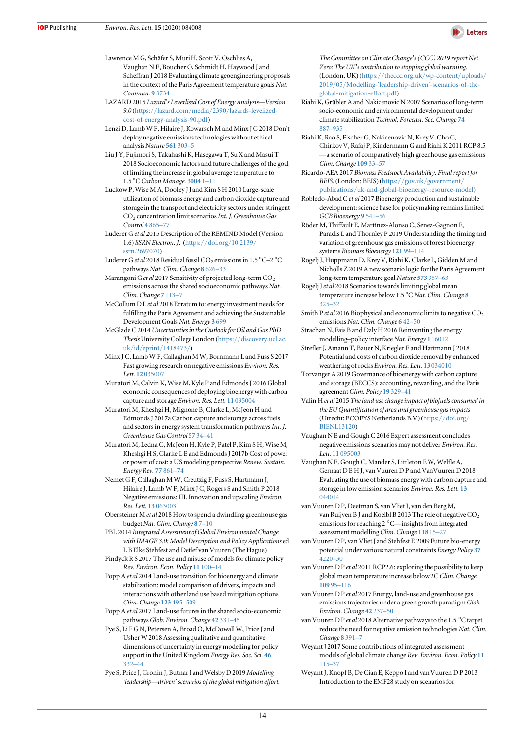Lawrence M G, Schäfer S, Muri H, Scott V, Oschlies A, Vaughan N E, Boucher O, Schmidt H, Haywood J and Scheffran J 2018 Evaluating climate geoengineering proposals in the context of the Paris Agreement temperature goals *Nat. Commun.* **9** 3734

LAZARD 2015 *Lazard's Levelised Cost of Energy Analysis—Version 9.0* (https://lazard.com/media/2390/lazards-levelized-cost-of-energy-analysis-90.pdf)

Lenzi D, Lamb W F, Hilaire J, Kowarsch M and Minx J C 2018 Don't deploy negative emissions technologies without ethical analysis *Nature* **561** 303–5

Liu J Y, Fujimori S, Takahashi K, Hasegawa T, Su X and Masui T 2018 Socioeconomic factors and future challenges of the goal of limiting the increase in global average temperature to 1.5 °C *Carbon Manage.* **3004** 1–11

Luckow P, Wise M A, Dooley J J and Kim S H 2010 Large-scale utilization of biomass energy and carbon dioxide capture and storage in the transport and electricity sectors under stringent $CO_2$ concentration limit scenarios *Int. J. Greenhouse Gas Control* **4** 865–77

Luderer G *et al* 2015 Description of the REMIND Model (Version 1.6) *SSRN Electron. J.* (https://doi.org/10.2139/ssrn.2697070)

Luderer G *et al* 2018 Residual fossil $CO_2$ emissions in 1.5 °C–2 °C pathways *Nat. Clim. Change* **8** 626–33

Marangoni G *et al* 2017 Sensitivity of projected long-term $CO_2$ emissions across the shared socioeconomic pathways *Nat. Clim. Change* **7** 113–7

McCollum D L *et al* 2018 Erratum to: energy investment needs for fulfilling the Paris Agreement and achieving the Sustainable Development Goals *Nat. Energy* **3** 699

McGlade C 2014 *Uncertainties in the Outlook for Oil and Gas PhD Thesis* University College London (https://discovery.ucl.ac.uk/id/eprint/1418473/)

Minx J C, Lamb W F, Callaghan M W, Bornmann L and Fuss S 2017 Fast growing research on negative emissions *Environ. Res. Lett.* **12** 035007

Muratori M, Calvin K, Wise M, Kyle P and Edmonds J 2016 Global economic consequences of deploying bioenergy with carbon capture and storage *Environ. Res. Lett.* **11** 095004

Muratori M, Kheshgi H, Mignone B, Clarke L, McJeon H and Edmonds J 2017a Carbon capture and storage across fuels and sectors in energy system transformation pathways *Int. J. Greenhouse Gas Control* **57** 34–41

Muratori M, Ledna C, McJeon H, Kyle P, Patel P, Kim S H, Wise M, Kheshgi H S, Clarke L E and Edmonds J 2017b Cost of power or power of cost: a US modeling perspective *Renew. Sustain. Energy Rev.* **77** 861–74

Nemet G F, Callaghan M W, Creutzig F, Fuss S, Hartmann J, Hilaire J, Lamb W F, Minx J C, Rogers S and Smith P 2018 Negative emissions: III. Innovation and upscaling *Environ. Res. Lett.* **13** 063003

Obersteiner M *et al* 2018 How to spend a dwindling greenhouse gas budget *Nat. Clim. Change* **8** 7–10

PBL 2014 *Integrated Assessment of Global Environmental Change with IMAGE 3.0: Model Description and Policy Applications* ed L B Elke Stehfest and Detlef van Vuuren (The Hague)

Pindyck R S 2017 The use and misuse of models for climate policy *Rev. Environ. Econ. Policy* **11** 100–14

Popp A *et al* 2014 Land-use transition for bioenergy and climate stabilization: model comparison of drivers, impacts and interactions with other land use based mitigation options *Clim. Change* **123** 495–509

Popp A *et al* 2017 Land-use futures in the shared socio-economic pathways *Glob. Environ. Change* **42** 331–45

Pye S, Li F G N, Petersen A, Broad O, McDowall W, Price J and Usher W 2018 Assessing qualitative and quantitative dimensions of uncertainty in energy modelling for policy support in the United Kingdom *Energy Res. Soc. Sci.* **46** 332–44

Pye S, Price J, Cronin J, Butnar I and Welsby D 2019 *Modelling 'leadership—driven' scenarios of the global mitigation effort. The Committee on Climate Change's (CCC) 2019 report Net Zero: The UK's contribution to stopping global warming.* (London, UK) (https://theccc.org.uk/wp-content/uploads/2019/05/Modelling-'leadership-driven'-scenarios-of-the-global-mitigation-effort.pdf)

Riahi K, Grübler A and Nakicenovic N 2007 Scenarios of long-term socio-economic and environmental development under climate stabilization *Technol. Forecast. Soc. Change* **74** 887–935

Riahi K, Rao S, Fischer G, Nakicenovic N, Krey V, Cho C, Chirkov V, Rafaj P, Kindermann G and Riahi K 2011 RCP 8.5—a scenario of comparatively high greenhouse gas emissions *Clim. Change* **109** 33–57

Ricardo-AEA 2017 *Biomass Feedstock Availability. Final report for BEIS.* (London: BEIS) (https://gov.uk/government/publications/uk-and-global-bioenergy-resource-model)

Robledo-Abad C *et al* 2017 Bioenergy production and sustainable development: science base for policymaking remains limited *GCB Bioenergy* **9** 541–56

Röder M, Thiffault E, Martínez-Alonso C, Senez-Gagnon F, Paradis L and Thornley P 2019 Understanding the timing and variation of greenhouse gas emissions of forest bioenergy systems *Biomass Bioenergy* **121** 99–114

Rogelj J, Huppmann D, Krey V, Riahi K, Clarke L, Gidden M and Nicholls Z 2019 A new scenario logic for the Paris Agreement long-term temperature goal *Nature* **573** 357–63

Rogelj J *et al* 2018 Scenarios towards limiting global mean temperature increase below 1.5 °C *Nat. Clim. Change* **8** 325–32

Smith P *et al* 2016 Biophysical and economic limits to negative $CO_2$ emissions *Nat. Clim. Change* **6** 42–50

Strachan N, Fais B and Daly H 2016 Reinventing the energy modelling–policy interface *Nat. Energy* **1** 16012

Strefler J, Amann T, Bauer N, Kriegler E and Hartmann J 2018 Potential and costs of carbon dioxide removal by enhanced weathering of rocks *Environ. Res. Lett.* **13** 034010

Torvanger A 2019 Governance of bioenergy with carbon capture and storage (BECCS): accounting, rewarding, and the Paris agreement *Clim. Policy* **19** 329–41

Valin H *et al* 2015 *The land use change impact of biofuels consumed in the EU Quantification of area and greenhouse gas impacts* (Utrecht: ECOFYS Netherlands B.V) (https://doi.org/BIENL13120)

Vaughan N E and Gough C 2016 Expert assessment concludes negative emissions scenarios may not deliver *Environ. Res. Lett.* **11** 095003

Vaughan N E, Gough C, Mander S, Littleton E W, Welfle A, Gernaat D E H J, van Vuuren D P and VanVuuren D 2018 Evaluating the use of biomass energy with carbon capture and storage in low emission scenarios *Environ. Res. Lett.* **13** 044014

van Vuuren D P, Deetman S, van Vliet J, van den Berg M, van Ruijven B J and Koelbl B 2013 The role of negative $CO_2$ emissions for reaching 2 °C—insights from integrated assessment modelling *Clim. Change* **118** 15–27

van Vuuren D P, van Vliet J and Stehfest E 2009 Future bio-energy potential under various natural constraints *Energy Policy* **37** 4220–30

van Vuuren D P *et al* 2011 RCP2.6: exploring the possibility to keep global mean temperature increase below 2C *Clim. Change* **109** 95–116

van Vuuren D P *et al* 2017 Energy, land-use and greenhouse gas emissions trajectories under a green growth paradigm *Glob. Environ. Change* **42** 237–50

van Vuuren D P *et al* 2018 Alternative pathways to the 1.5 °C target reduce the need for negative emission technologies *Nat. Clim. Change* **8** 391–7

Weyant J 2017 Some contributions of integrated assessment models of global climate change *Rev. Environ. Econ. Policy* **11** 115–37

Weyant J, Knopf B, De Cian E, Keppo I and van Vuuren D P 2013 Introduction to the EMF28 study on scenarios for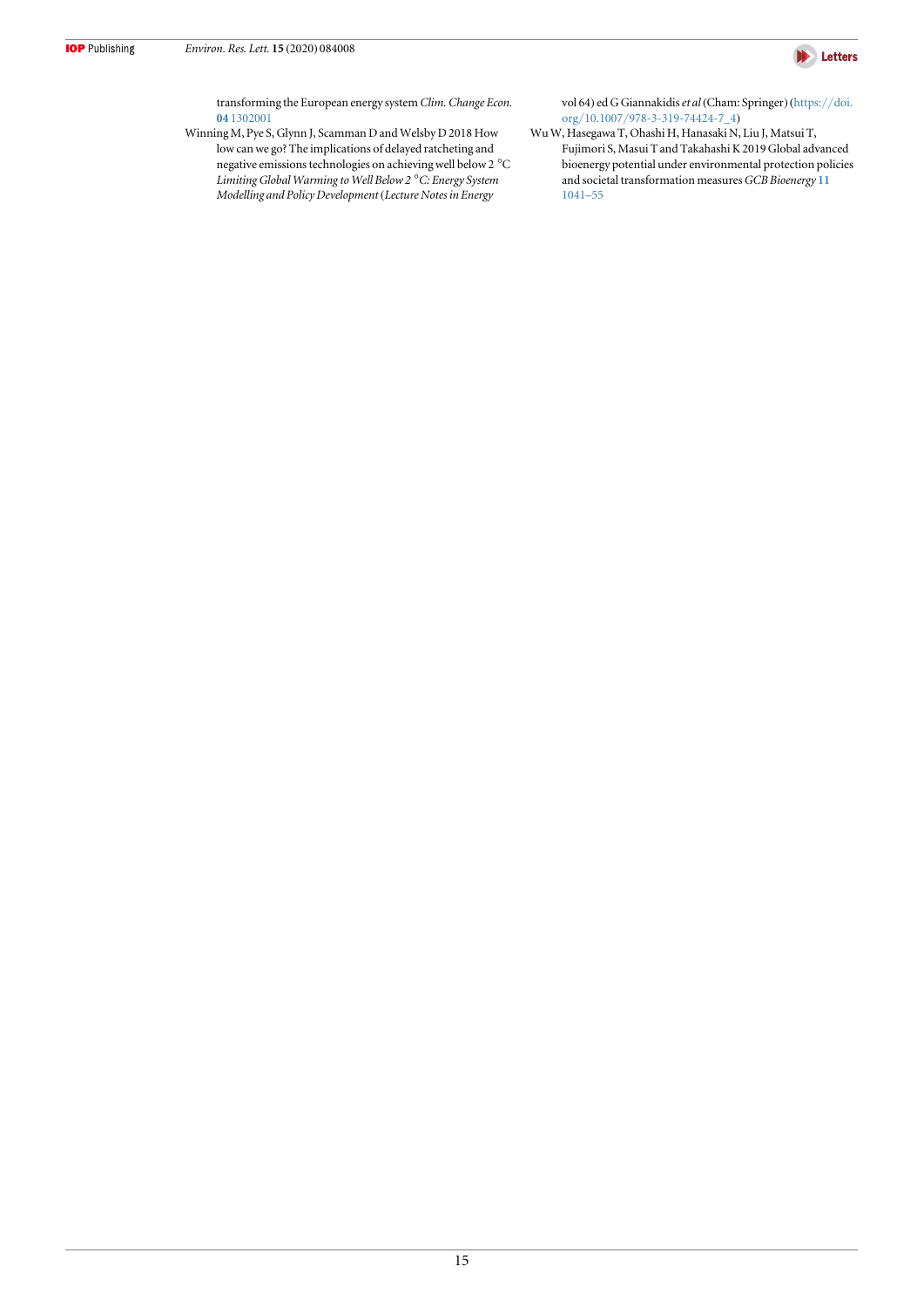transforming the European energy system *Clim. Change Econ.* **04** 1302001

Winning M, Pye S, Glynn J, Scamman D and Welsby D 2018 How low can we go? The implications of delayed ratcheting and negative emissions technologies on achieving well below 2 °C *Limiting Global Warming to Well Below 2 °C: Energy System Modelling and Policy Development* (*Lecture Notes in Energy* vol 64) ed G Giannakidis *et al* (Cham: Springer) (https://doi.org/10.1007/978-3-319-74424-7_4)

Wu W, Hasegawa T, Ohashi H, Hanasaki N, Liu J, Matsui T, Fujimori S, Masui T and Takahashi K 2019 Global advanced bioenergy potential under environmental protection policies and societal transformation measures *GCB Bioenergy* **11** 1041–55